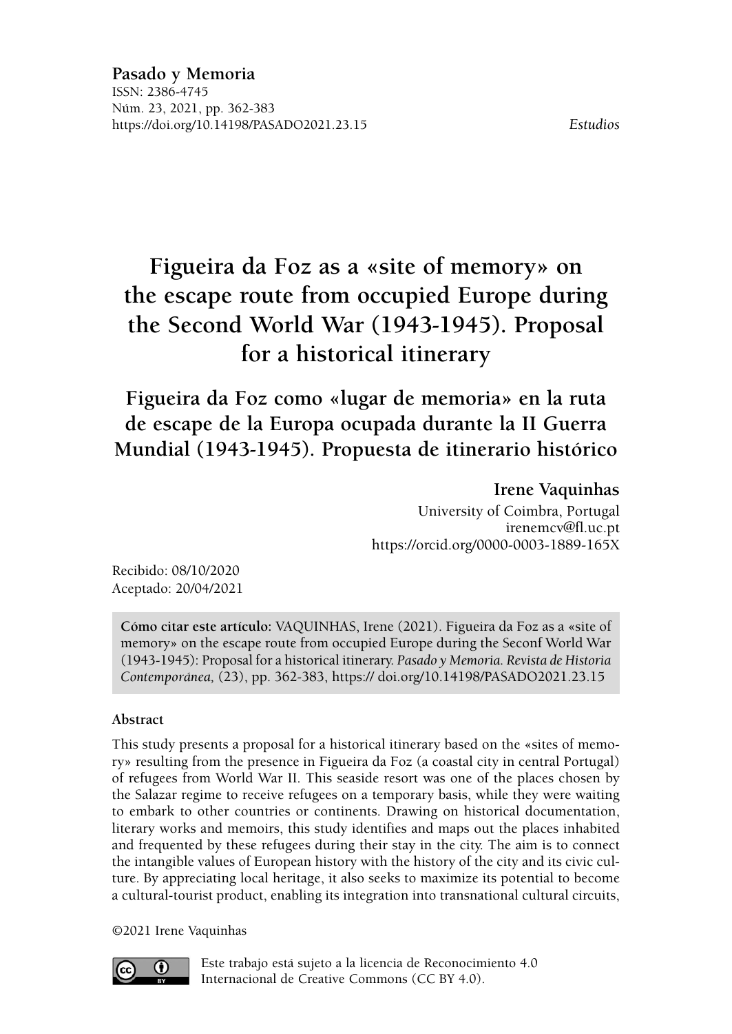**Pasado y Memoria**
ISSN: 2386-4745
Núm. 23, 2021, pp. 362-383
https://doi.org/10.14198/PASADO2021.23.15

*Estudios*

# Figueira da Foz as a «site of memory» on the escape route from occupied Europe during the Second World War (1943-1945). Proposal for a historical itinerary

## Figueira da Foz como «lugar de memoria» en la ruta de escape de la Europa ocupada durante la II Guerra Mundial (1943-1945). Propuesta de itinerario histórico

**Irene Vaquinhas**
University of Coimbra, Portugal
irenemcv@fl.uc.pt
https://orcid.org/0000-0003-1889-165X

Recibido: 08/10/2020
Aceptado: 20/04/2021

**Cómo citar este artículo:** VAQUINHAS, Irene (2021). Figueira da Foz as a «site of memory» on the escape route from occupied Europe during the Seconf World War (1943-1945): Proposal for a historical itinerary. *Pasado y Memoria. Revista de Historia Contemporánea,* (23), pp. 362-383, https:// doi.org/10.14198/PASADO2021.23.15

**Abstract**

This study presents a proposal for a historical itinerary based on the «sites of memory» resulting from the presence in Figueira da Foz (a coastal city in central Portugal) of refugees from World War II. This seaside resort was one of the places chosen by the Salazar regime to receive refugees on a temporary basis, while they were waiting to embark to other countries or continents. Drawing on historical documentation, literary works and memoirs, this study identifies and maps out the places inhabited and frequented by these refugees during their stay in the city. The aim is to connect the intangible values of European history with the history of the city and its civic culture. By appreciating local heritage, it also seeks to maximize its potential to become a cultural-tourist product, enabling its integration into transnational cultural circuits,

©2021 Irene Vaquinhas

Este trabajo está sujeto a la licencia de Reconocimiento 4.0 Internacional de Creative Commons (CC BY 4.0).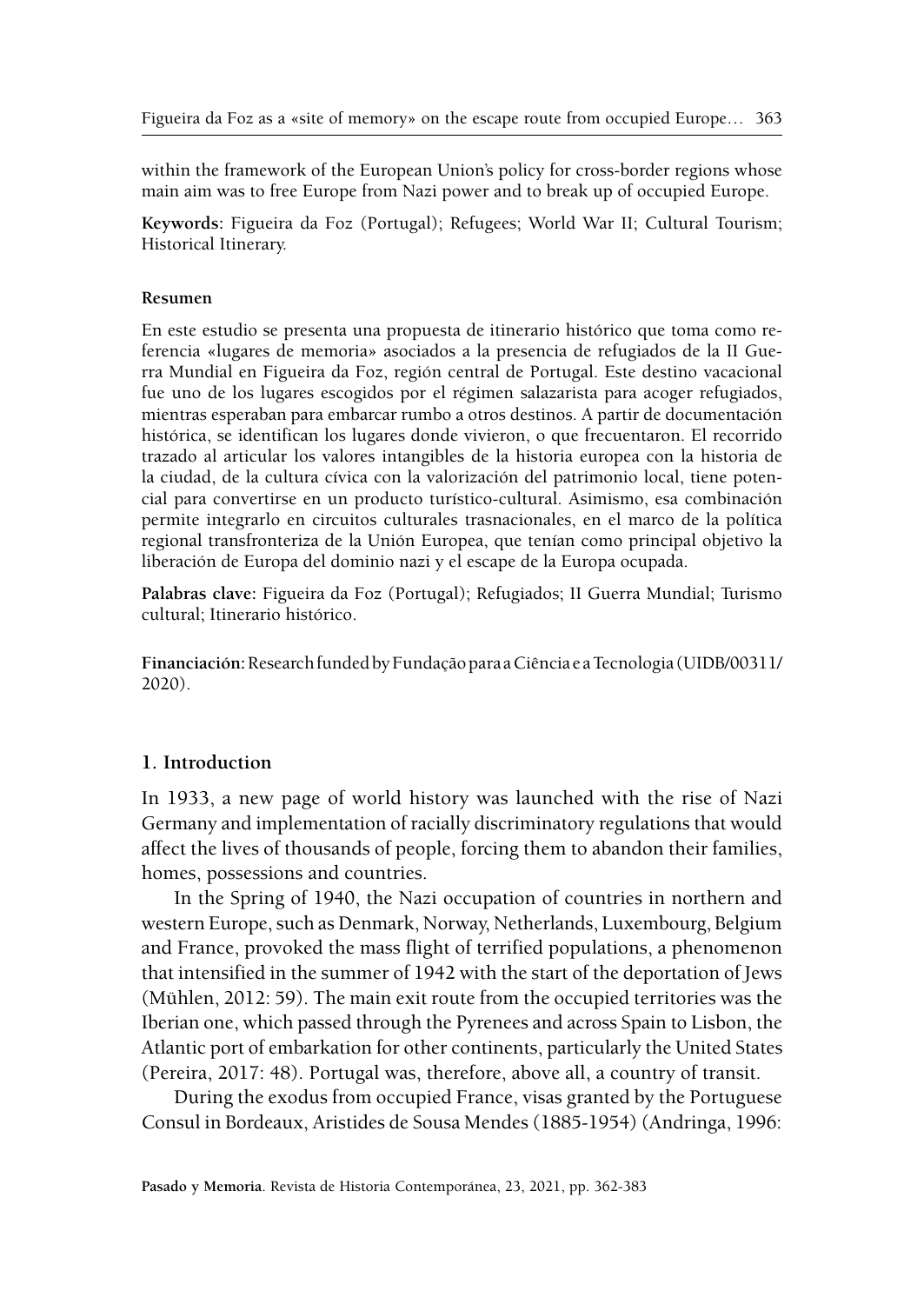within the framework of the European Union's policy for cross-border regions whose main aim was to free Europe from Nazi power and to break up of occupied Europe.

**Keywords:** Figueira da Foz (Portugal); Refugees; World War II; Cultural Tourism; Historical Itinerary.

#### Resumen

En este estudio se presenta una propuesta de itinerario histórico que toma como referencia «lugares de memoria» asociados a la presencia de refugiados de la II Guerra Mundial en Figueira da Foz, región central de Portugal. Este destino vacacional fue uno de los lugares escogidos por el régimen salazarista para acoger refugiados, mientras esperaban para embarcar rumbo a otros destinos. A partir de documentación histórica, se identifican los lugares donde vivieron, o que frecuentaron. El recorrido trazado al articular los valores intangibles de la historia europea con la historia de la ciudad, de la cultura cívica con la valorización del patrimonio local, tiene potencial para convertirse en un producto turístico-cultural. Asimismo, esa combinación permite integrarlo en circuitos culturales trasnacionales, en el marco de la política regional transfronteriza de la Unión Europea, que tenían como principal objetivo la liberación de Europa del dominio nazi y el escape de la Europa ocupada.

**Palabras clave:** Figueira da Foz (Portugal); Refugiados; II Guerra Mundial; Turismo cultural; Itinerario histórico.

**Financiación:** Research funded by Fundação para a Ciência e a Tecnologia (UIDB/00311/2020).

## 1. Introduction

In 1933, a new page of world history was launched with the rise of Nazi Germany and implementation of racially discriminatory regulations that would affect the lives of thousands of people, forcing them to abandon their families, homes, possessions and countries.

In the Spring of 1940, the Nazi occupation of countries in northern and western Europe, such as Denmark, Norway, Netherlands, Luxembourg, Belgium and France, provoked the mass flight of terrified populations, a phenomenon that intensified in the summer of 1942 with the start of the deportation of Jews (Mühlen, 2012: 59). The main exit route from the occupied territories was the Iberian one, which passed through the Pyrenees and across Spain to Lisbon, the Atlantic port of embarkation for other continents, particularly the United States (Pereira, 2017: 48). Portugal was, therefore, above all, a country of transit.

During the exodus from occupied France, visas granted by the Portuguese Consul in Bordeaux, Aristides de Sousa Mendes (1885-1954) (Andringa, 1996: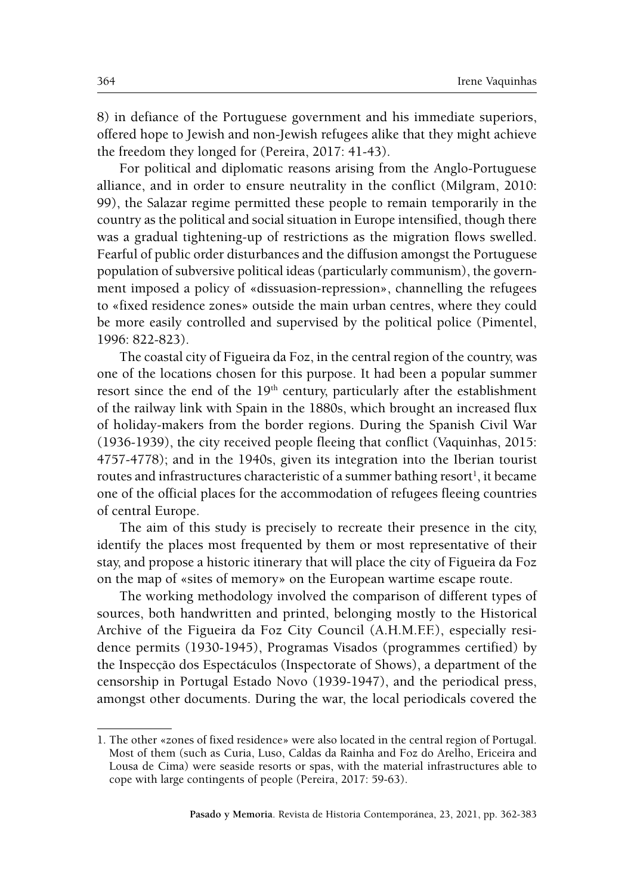8) in defiance of the Portuguese government and his immediate superiors, offered hope to Jewish and non-Jewish refugees alike that they might achieve the freedom they longed for (Pereira, 2017: 41-43).

For political and diplomatic reasons arising from the Anglo-Portuguese alliance, and in order to ensure neutrality in the conflict (Milgram, 2010: 99), the Salazar regime permitted these people to remain temporarily in the country as the political and social situation in Europe intensified, though there was a gradual tightening-up of restrictions as the migration flows swelled. Fearful of public order disturbances and the diffusion amongst the Portuguese population of subversive political ideas (particularly communism), the government imposed a policy of «dissuasion-repression», channelling the refugees to «fixed residence zones» outside the main urban centres, where they could be more easily controlled and supervised by the political police (Pimentel, 1996: 822-823).

The coastal city of Figueira da Foz, in the central region of the country, was one of the locations chosen for this purpose. It had been a popular summer resort since the end of the 19th century, particularly after the establishment of the railway link with Spain in the 1880s, which brought an increased flux of holiday-makers from the border regions. During the Spanish Civil War (1936-1939), the city received people fleeing that conflict (Vaquinhas, 2015: 4757-4778); and in the 1940s, given its integration into the Iberian tourist routes and infrastructures characteristic of a summer bathing resort[1], it became one of the official places for the accommodation of refugees fleeing countries of central Europe.

The aim of this study is precisely to recreate their presence in the city, identify the places most frequented by them or most representative of their stay, and propose a historic itinerary that will place the city of Figueira da Foz on the map of «sites of memory» on the European wartime escape route.

The working methodology involved the comparison of different types of sources, both handwritten and printed, belonging mostly to the Historical Archive of the Figueira da Foz City Council (A.H.M.F.F.), especially residence permits (1930-1945), Programas Visados (programmes certified) by the Inspecção dos Espectáculos (Inspectorate of Shows), a department of the censorship in Portugal Estado Novo (1939-1947), and the periodical press, amongst other documents. During the war, the local periodicals covered the

---

1. The other «zones of fixed residence» were also located in the central region of Portugal. Most of them (such as Curia, Luso, Caldas da Rainha and Foz do Arelho, Ericeira and Lousa de Cima) were seaside resorts or spas, with the material infrastructures able to cope with large contingents of people (Pereira, 2017: 59-63).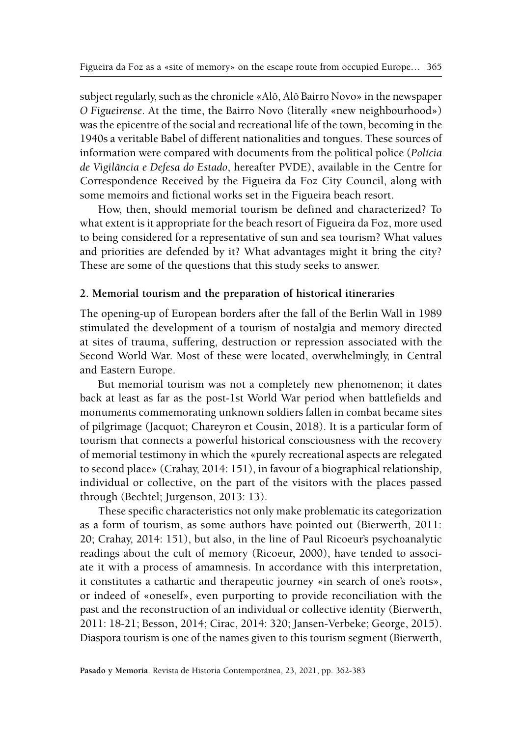subject regularly, such as the chronicle «Alô, Alô Bairro Novo» in the newspaper *O Figueirense*. At the time, the Bairro Novo (literally «new neighbourhood») was the epicentre of the social and recreational life of the town, becoming in the 1940s a veritable Babel of different nationalities and tongues. These sources of information were compared with documents from the political police (*Polícia de Vigilância e Defesa do Estado*, hereafter PVDE), available in the Centre for Correspondence Received by the Figueira da Foz City Council, along with some memoirs and fictional works set in the Figueira beach resort.

How, then, should memorial tourism be defined and characterized? To what extent is it appropriate for the beach resort of Figueira da Foz, more used to being considered for a representative of sun and sea tourism? What values and priorities are defended by it? What advantages might it bring the city? These are some of the questions that this study seeks to answer.

## 2. Memorial tourism and the preparation of historical itineraries

The opening-up of European borders after the fall of the Berlin Wall in 1989 stimulated the development of a tourism of nostalgia and memory directed at sites of trauma, suffering, destruction or repression associated with the Second World War. Most of these were located, overwhelmingly, in Central and Eastern Europe.

But memorial tourism was not a completely new phenomenon; it dates back at least as far as the post-1st World War period when battlefields and monuments commemorating unknown soldiers fallen in combat became sites of pilgrimage (Jacquot; Chareyron et Cousin, 2018). It is a particular form of tourism that connects a powerful historical consciousness with the recovery of memorial testimony in which the «purely recreational aspects are relegated to second place» (Crahay, 2014: 151), in favour of a biographical relationship, individual or collective, on the part of the visitors with the places passed through (Bechtel; Jurgenson, 2013: 13).

These specific characteristics not only make problematic its categorization as a form of tourism, as some authors have pointed out (Bierwerth, 2011: 20; Crahay, 2014: 151), but also, in the line of Paul Ricoeur's psychoanalytic readings about the cult of memory (Ricoeur, 2000), have tended to associate it with a process of amamnesis. In accordance with this interpretation, it constitutes a cathartic and therapeutic journey «in search of one's roots», or indeed of «oneself», even purporting to provide reconciliation with the past and the reconstruction of an individual or collective identity (Bierwerth, 2011: 18-21; Besson, 2014; Cirac, 2014: 320; Jansen-Verbeke; George, 2015). Diaspora tourism is one of the names given to this tourism segment (Bierwerth,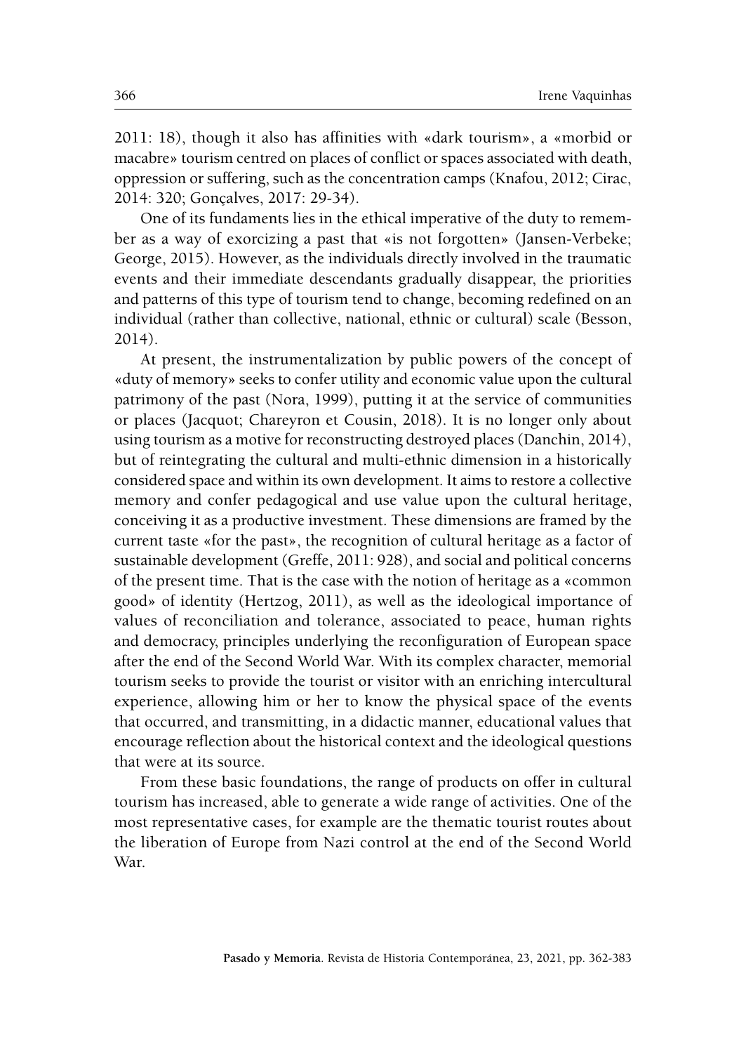2011: 18), though it also has affinities with «dark tourism», a «morbid or macabre» tourism centred on places of conflict or spaces associated with death, oppression or suffering, such as the concentration camps (Knafou, 2012; Cirac, 2014: 320; Gonçalves, 2017: 29-34).

One of its fundaments lies in the ethical imperative of the duty to remember as a way of exorcizing a past that «is not forgotten» (Jansen-Verbeke; George, 2015). However, as the individuals directly involved in the traumatic events and their immediate descendants gradually disappear, the priorities and patterns of this type of tourism tend to change, becoming redefined on an individual (rather than collective, national, ethnic or cultural) scale (Besson, 2014).

At present, the instrumentalization by public powers of the concept of «duty of memory» seeks to confer utility and economic value upon the cultural patrimony of the past (Nora, 1999), putting it at the service of communities or places (Jacquot; Chareyron et Cousin, 2018). It is no longer only about using tourism as a motive for reconstructing destroyed places (Danchin, 2014), but of reintegrating the cultural and multi-ethnic dimension in a historically considered space and within its own development. It aims to restore a collective memory and confer pedagogical and use value upon the cultural heritage, conceiving it as a productive investment. These dimensions are framed by the current taste «for the past», the recognition of cultural heritage as a factor of sustainable development (Greffe, 2011: 928), and social and political concerns of the present time. That is the case with the notion of heritage as a «common good» of identity (Hertzog, 2011), as well as the ideological importance of values of reconciliation and tolerance, associated to peace, human rights and democracy, principles underlying the reconfiguration of European space after the end of the Second World War. With its complex character, memorial tourism seeks to provide the tourist or visitor with an enriching intercultural experience, allowing him or her to know the physical space of the events that occurred, and transmitting, in a didactic manner, educational values that encourage reflection about the historical context and the ideological questions that were at its source.

From these basic foundations, the range of products on offer in cultural tourism has increased, able to generate a wide range of activities. One of the most representative cases, for example are the thematic tourist routes about the liberation of Europe from Nazi control at the end of the Second World War.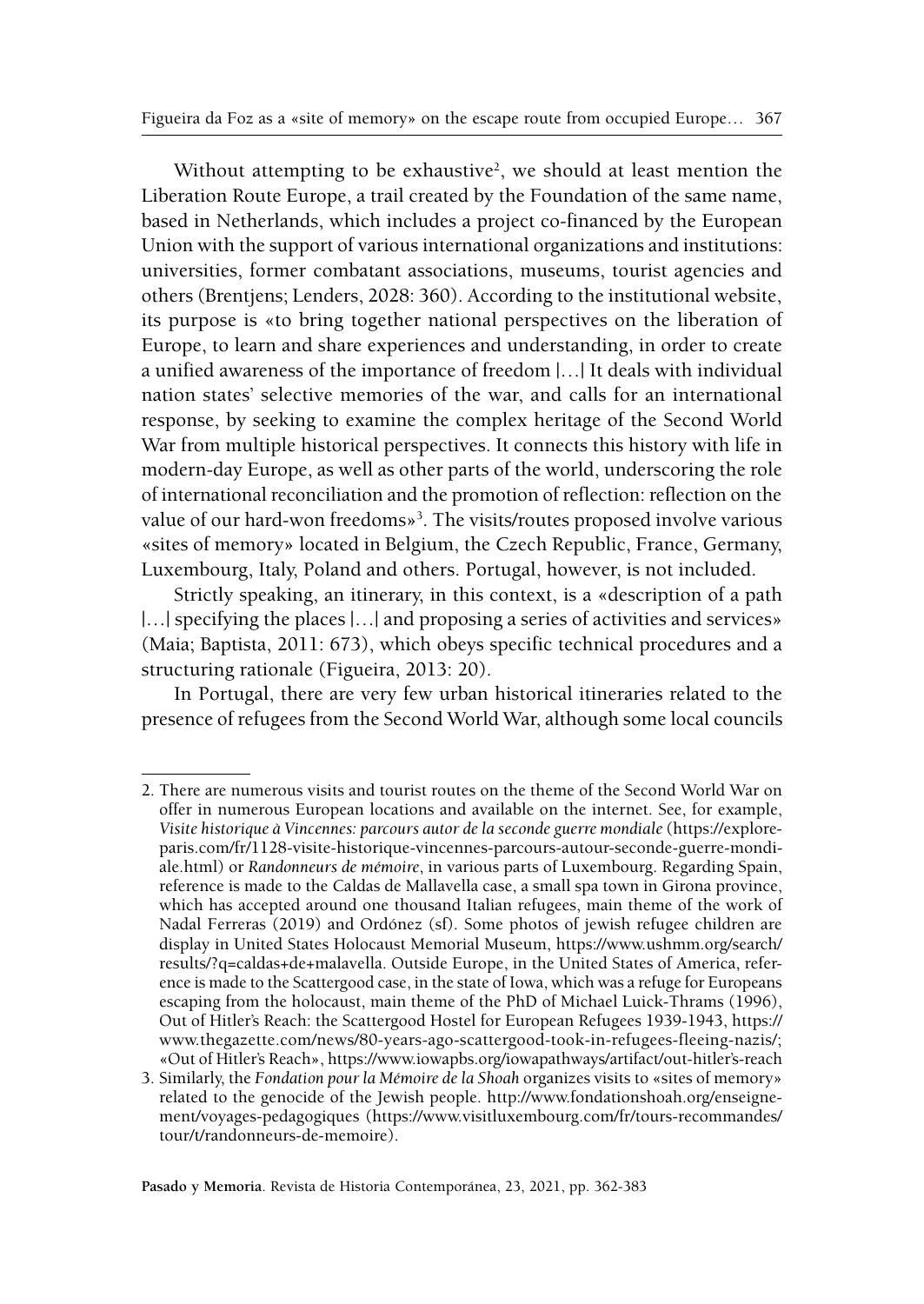Without attempting to be exhaustive[2], we should at least mention the Liberation Route Europe, a trail created by the Foundation of the same name, based in Netherlands, which includes a project co-financed by the European Union with the support of various international organizations and institutions: universities, former combatant associations, museums, tourist agencies and others (Brentjens; Lenders, 2028: 360). According to the institutional website, its purpose is «to bring together national perspectives on the liberation of Europe, to learn and share experiences and understanding, in order to create a unified awareness of the importance of freedom |…| It deals with individual nation states' selective memories of the war, and calls for an international response, by seeking to examine the complex heritage of the Second World War from multiple historical perspectives. It connects this history with life in modern-day Europe, as well as other parts of the world, underscoring the role of international reconciliation and the promotion of reflection: reflection on the value of our hard-won freedoms»[3]. The visits/routes proposed involve various «sites of memory» located in Belgium, the Czech Republic, France, Germany, Luxembourg, Italy, Poland and others. Portugal, however, is not included.

Strictly speaking, an itinerary, in this context, is a «description of a path |…| specifying the places |…| and proposing a series of activities and services» (Maia; Baptista, 2011: 673), which obeys specific technical procedures and a structuring rationale (Figueira, 2013: 20).

In Portugal, there are very few urban historical itineraries related to the presence of refugees from the Second World War, although some local councils

---

2. There are numerous visits and tourist routes on the theme of the Second World War on offer in numerous European locations and available on the internet. See, for example, *Visite historique à Vincennes: parcours autor de la seconde guerre mondiale* (https://explore-paris.com/fr/1128-visite-historique-vincennes-parcours-autour-seconde-guerre-mondiale.html) or *Randonneurs de mémoire*, in various parts of Luxembourg. Regarding Spain, reference is made to the Caldas de Mallavella case, a small spa town in Girona province, which has accepted around one thousand Italian refugees, main theme of the work of Nadal Ferreras (2019) and Ordónez (sf). Some photos of jewish refugee children are display in United States Holocaust Memorial Museum, https://www.ushmm.org/search/results/?q=caldas+de+malavella. Outside Europe, in the United States of America, reference is made to the Scattergood case, in the state of Iowa, which was a refuge for Europeans escaping from the holocaust, main theme of the PhD of Michael Luick-Thrams (1996), Out of Hitler's Reach: the Scattergood Hostel for European Refugees 1939-1943, https://www.thegazette.com/news/80-years-ago-scattergood-took-in-refugees-fleeing-nazis/; «Out of Hitler's Reach», https://www.iowapbs.org/iowapathways/artifact/out-hitler's-reach
3. Similarly, the *Fondation pour la Mémoire de la Shoah* organizes visits to «sites of memory» related to the genocide of the Jewish people. http://www.fondationshoah.org/enseignement/voyages-pedagogiques (https://www.visitluxembourg.com/fr/tours-recommandes/tour/t/randonneurs-de-memoire).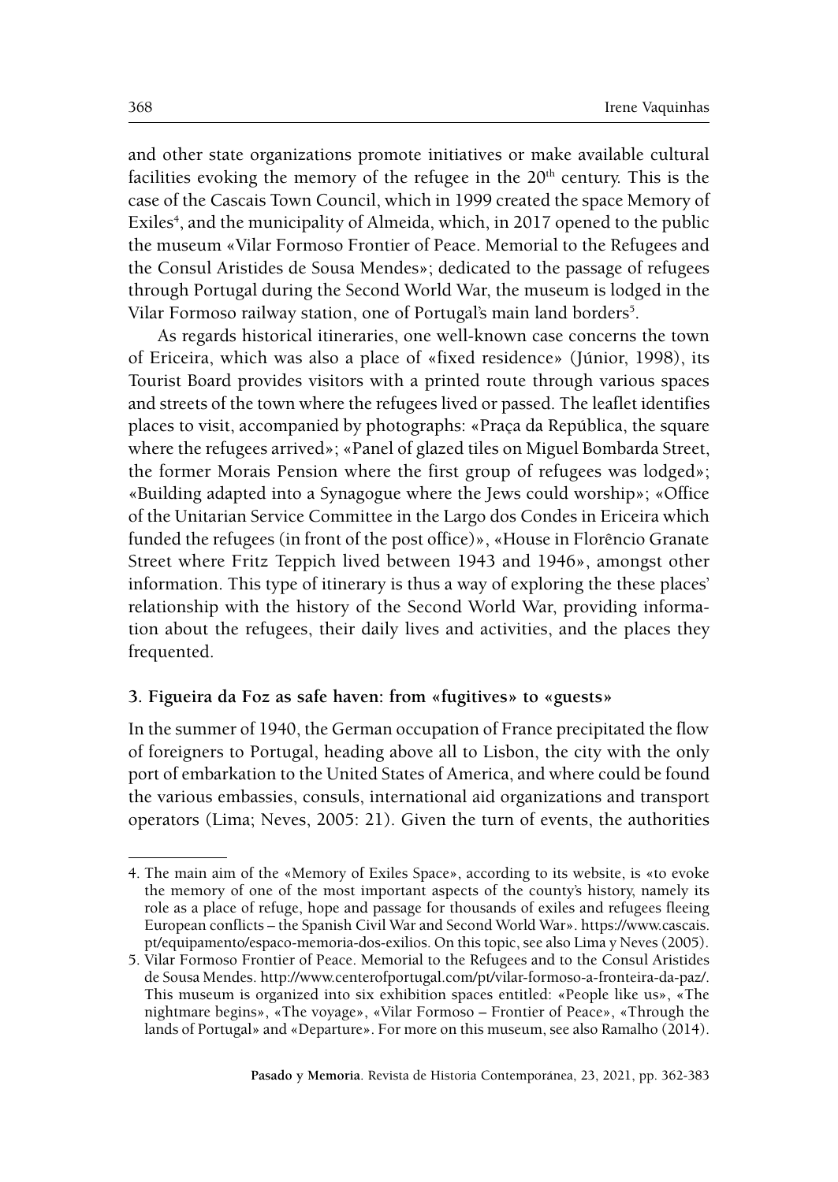and other state organizations promote initiatives or make available cultural facilities evoking the memory of the refugee in the 20th century. This is the case of the Cascais Town Council, which in 1999 created the space Memory of Exiles[4], and the municipality of Almeida, which, in 2017 opened to the public the museum «Vilar Formoso Frontier of Peace. Memorial to the Refugees and the Consul Aristides de Sousa Mendes»; dedicated to the passage of refugees through Portugal during the Second World War, the museum is lodged in the Vilar Formoso railway station, one of Portugal's main land borders[5].

As regards historical itineraries, one well-known case concerns the town of Ericeira, which was also a place of «fixed residence» (Júnior, 1998), its Tourist Board provides visitors with a printed route through various spaces and streets of the town where the refugees lived or passed. The leaflet identifies places to visit, accompanied by photographs: «Praça da República, the square where the refugees arrived»; «Panel of glazed tiles on Miguel Bombarda Street, the former Morais Pension where the first group of refugees was lodged»; «Building adapted into a Synagogue where the Jews could worship»; «Office of the Unitarian Service Committee in the Largo dos Condes in Ericeira which funded the refugees (in front of the post office)», «House in Florêncio Granate Street where Fritz Teppich lived between 1943 and 1946», amongst other information. This type of itinerary is thus a way of exploring the these places' relationship with the history of the Second World War, providing information about the refugees, their daily lives and activities, and the places they frequented.

### 3. Figueira da Foz as safe haven: from «fugitives» to «guests»

In the summer of 1940, the German occupation of France precipitated the flow of foreigners to Portugal, heading above all to Lisbon, the city with the only port of embarkation to the United States of America, and where could be found the various embassies, consuls, international aid organizations and transport operators (Lima; Neves, 2005: 21). Given the turn of events, the authorities

---

4. The main aim of the «Memory of Exiles Space», according to its website, is «to evoke the memory of one of the most important aspects of the county's history, namely its role as a place of refuge, hope and passage for thousands of exiles and refugees fleeing European conflicts – the Spanish Civil War and Second World War». https://www.cascais.pt/equipamento/espaco-memoria-dos-exilios. On this topic, see also Lima y Neves (2005).

5. Vilar Formoso Frontier of Peace. Memorial to the Refugees and to the Consul Aristides de Sousa Mendes. http://www.centerofportugal.com/pt/vilar-formoso-a-fronteira-da-paz/. This museum is organized into six exhibition spaces entitled: «People like us», «The nightmare begins», «The voyage», «Vilar Formoso – Frontier of Peace», «Through the lands of Portugal» and «Departure». For more on this museum, see also Ramalho (2014).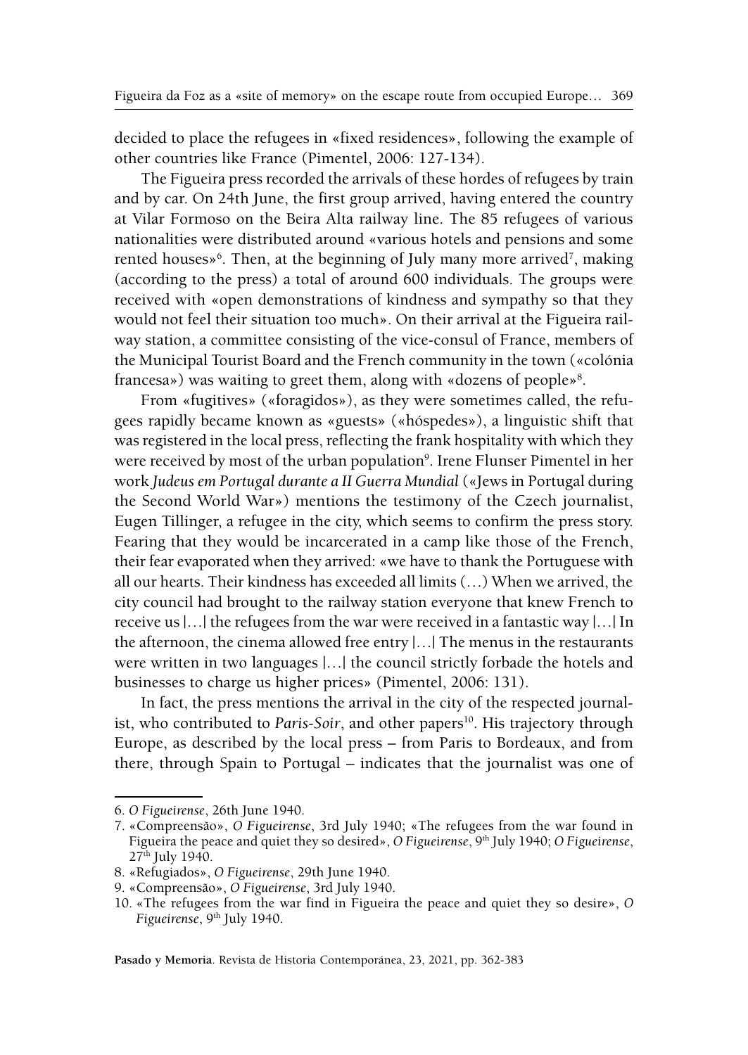decided to place the refugees in «fixed residences», following the example of other countries like France (Pimentel, 2006: 127-134).

The Figueira press recorded the arrivals of these hordes of refugees by train and by car. On 24th June, the first group arrived, having entered the country at Vilar Formoso on the Beira Alta railway line. The 85 refugees of various nationalities were distributed around «various hotels and pensions and some rented houses»[6]. Then, at the beginning of July many more arrived[7], making (according to the press) a total of around 600 individuals. The groups were received with «open demonstrations of kindness and sympathy so that they would not feel their situation too much». On their arrival at the Figueira railway station, a committee consisting of the vice-consul of France, members of the Municipal Tourist Board and the French community in the town («colónia francesa») was waiting to greet them, along with «dozens of people»[8].

From «fugitives» («foragidos»), as they were sometimes called, the refugees rapidly became known as «guests» («hóspedes»), a linguistic shift that was registered in the local press, reflecting the frank hospitality with which they were received by most of the urban population[9]. Irene Flunser Pimentel in her work *Judeus em Portugal durante a II Guerra Mundial* («Jews in Portugal during the Second World War») mentions the testimony of the Czech journalist, Eugen Tillinger, a refugee in the city, which seems to confirm the press story. Fearing that they would be incarcerated in a camp like those of the French, their fear evaporated when they arrived: «we have to thank the Portuguese with all our hearts. Their kindness has exceeded all limits (…) When we arrived, the city council had brought to the railway station everyone that knew French to receive us [...] the refugees from the war were received in a fantastic way [...] In the afternoon, the cinema allowed free entry [...] The menus in the restaurants were written in two languages [...] the council strictly forbade the hotels and businesses to charge us higher prices» (Pimentel, 2006: 131).

In fact, the press mentions the arrival in the city of the respected journalist, who contributed to *Paris-Soir*, and other papers[10]. His trajectory through Europe, as described by the local press – from Paris to Bordeaux, and from there, through Spain to Portugal – indicates that the journalist was one of

---

6. *O Figueirense*, 26th June 1940.
7. «Compreensão», *O Figueirense*, 3rd July 1940; «The refugees from the war found in Figueira the peace and quiet they so desired», *O Figueirense*, 9th July 1940; *O Figueirense*, 27th July 1940.
8. «Refugiados», *O Figueirense*, 29th June 1940.
9. «Compreensão», *O Figueirense*, 3rd July 1940.
10. «The refugees from the war find in Figueira the peace and quiet they so desire», *O Figueirense*, 9th July 1940.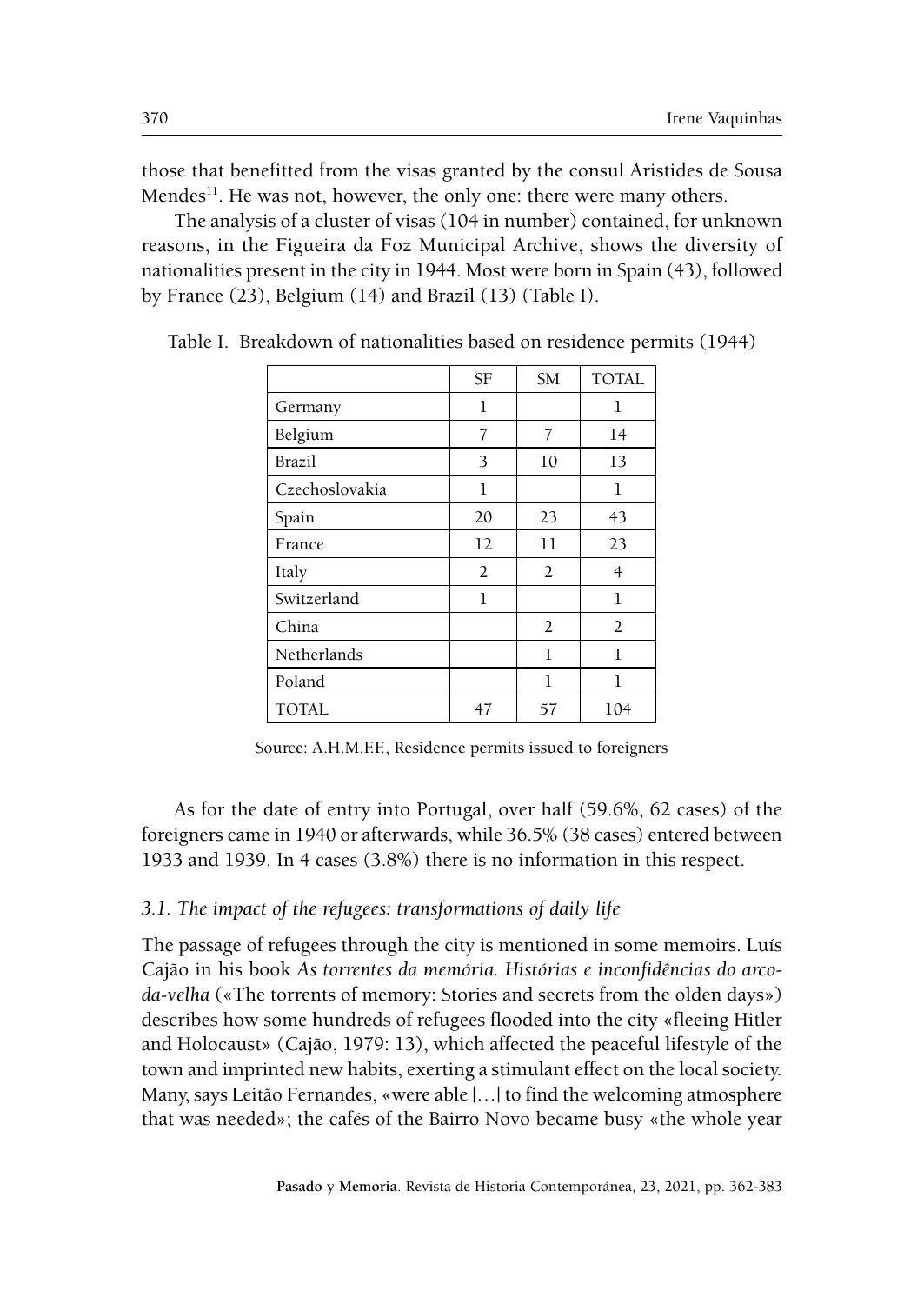those that benefitted from the visas granted by the consul Aristides de Sousa Mendes[11]. He was not, however, the only one: there were many others.

The analysis of a cluster of visas (104 in number) contained, for unknown reasons, in the Figueira da Foz Municipal Archive, shows the diversity of nationalities present in the city in 1944. Most were born in Spain (43), followed by France (23), Belgium (14) and Brazil (13) (Table I).

Table I. Breakdown of nationalities based on residence permits (1944)

| | SF | SM | TOTAL |
|---|---|---|---|
| Germany | 1 | | 1 |
| Belgium | 7 | 7 | 14 |
| Brazil | 3 | 10 | 13 |
| Czechoslovakia | 1 | | 1 |
| Spain | 20 | 23 | 43 |
| France | 12 | 11 | 23 |
| Italy | 2 | 2 | 4 |
| Switzerland | 1 | | 1 |
| China | | 2 | 2 |
| Netherlands | | 1 | 1 |
| Poland | | 1 | 1 |
| TOTAL | 47 | 57 | 104 |

Source: A.H.M.F.F., Residence permits issued to foreigners

As for the date of entry into Portugal, over half (59.6%, 62 cases) of the foreigners came in 1940 or afterwards, while 36.5% (38 cases) entered between 1933 and 1939. In 4 cases (3.8%) there is no information in this respect.

### *3.1. The impact of the refugees: transformations of daily life*

The passage of refugees through the city is mentioned in some memoirs. Luís Cajão in his book *As torrentes da memória. Histórias e inconfidências do arco-da-velha* («The torrents of memory: Stories and secrets from the olden days») describes how some hundreds of refugees flooded into the city «fleeing Hitler and Holocaust» (Cajão, 1979: 13), which affected the peaceful lifestyle of the town and imprinted new habits, exerting a stimulant effect on the local society. Many, says Leitão Fernandes, «were able […] to find the welcoming atmosphere that was needed»; the cafés of the Bairro Novo became busy «the whole year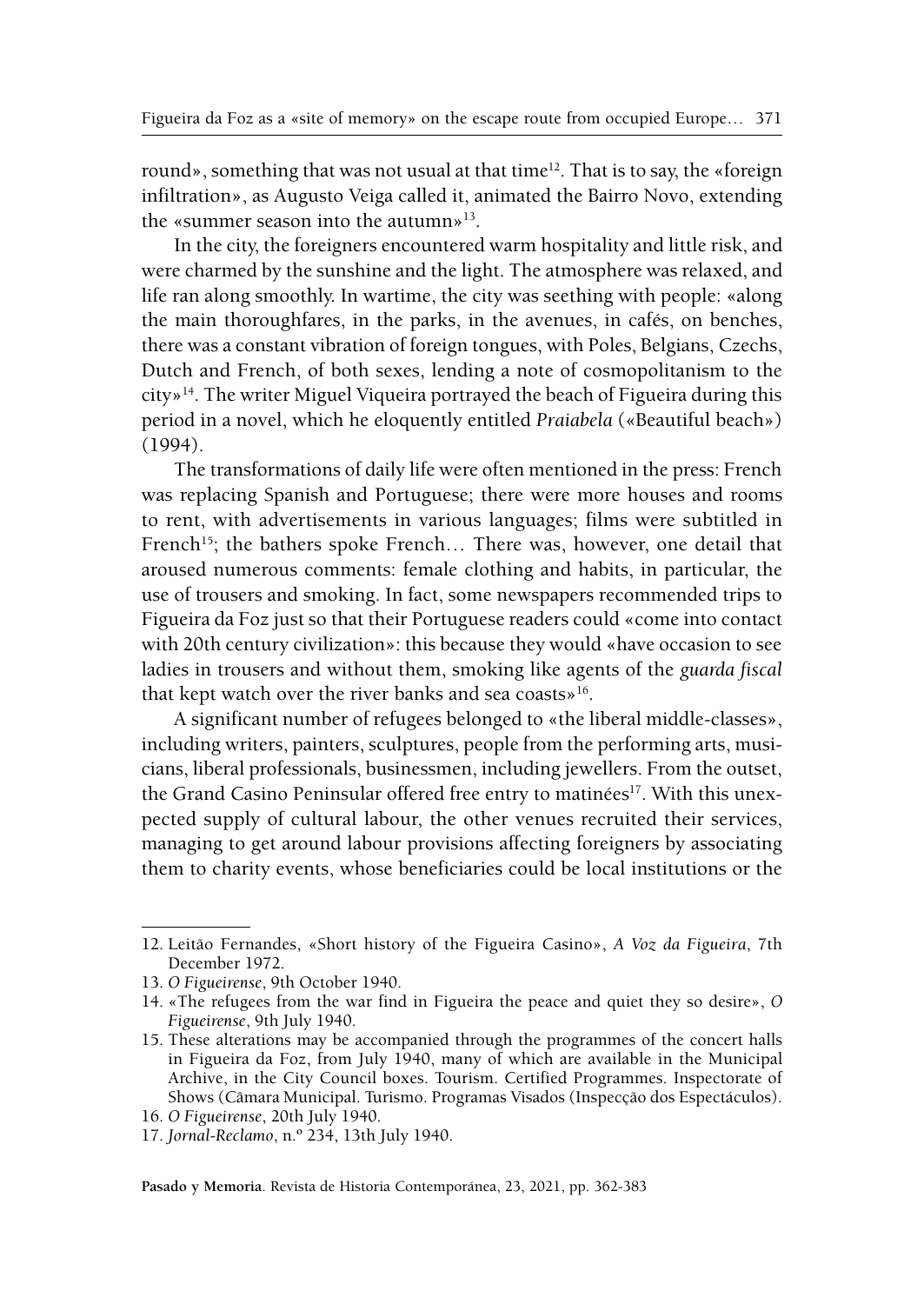round», something that was not usual at that time[12]. That is to say, the «foreign infiltration», as Augusto Veiga called it, animated the Bairro Novo, extending the «summer season into the autumn»[13].

In the city, the foreigners encountered warm hospitality and little risk, and were charmed by the sunshine and the light. The atmosphere was relaxed, and life ran along smoothly. In wartime, the city was seething with people: «along the main thoroughfares, in the parks, in the avenues, in cafés, on benches, there was a constant vibration of foreign tongues, with Poles, Belgians, Czechs, Dutch and French, of both sexes, lending a note of cosmopolitanism to the city»[14]. The writer Miguel Viqueira portrayed the beach of Figueira during this period in a novel, which he eloquently entitled *Praiabela* («Beautiful beach») (1994).

The transformations of daily life were often mentioned in the press: French was replacing Spanish and Portuguese; there were more houses and rooms to rent, with advertisements in various languages; films were subtitled in French[15]; the bathers spoke French… There was, however, one detail that aroused numerous comments: female clothing and habits, in particular, the use of trousers and smoking. In fact, some newspapers recommended trips to Figueira da Foz just so that their Portuguese readers could «come into contact with 20th century civilization»: this because they would «have occasion to see ladies in trousers and without them, smoking like agents of the *guarda fiscal* that kept watch over the river banks and sea coasts»[16].

A significant number of refugees belonged to «the liberal middle-classes», including writers, painters, sculptures, people from the performing arts, musicians, liberal professionals, businessmen, including jewellers. From the outset, the Grand Casino Peninsular offered free entry to matinées[17]. With this unexpected supply of cultural labour, the other venues recruited their services, managing to get around labour provisions affecting foreigners by associating them to charity events, whose beneficiaries could be local institutions or the

---

12. Leitão Fernandes, «Short history of the Figueira Casino», *A Voz da Figueira*, 7th December 1972.
13. *O Figueirense*, 9th October 1940.
14. «The refugees from the war find in Figueira the peace and quiet they so desire», *O Figueirense*, 9th July 1940.
15. These alterations may be accompanied through the programmes of the concert halls in Figueira da Foz, from July 1940, many of which are available in the Municipal Archive, in the City Council boxes. Tourism. Certified Programmes. Inspectorate of Shows (Câmara Municipal. Turismo. Programas Visados (Inspecção dos Espectáculos).
16. *O Figueirense*, 20th July 1940.
17. *Jornal-Reclamo*, n.º 234, 13th July 1940.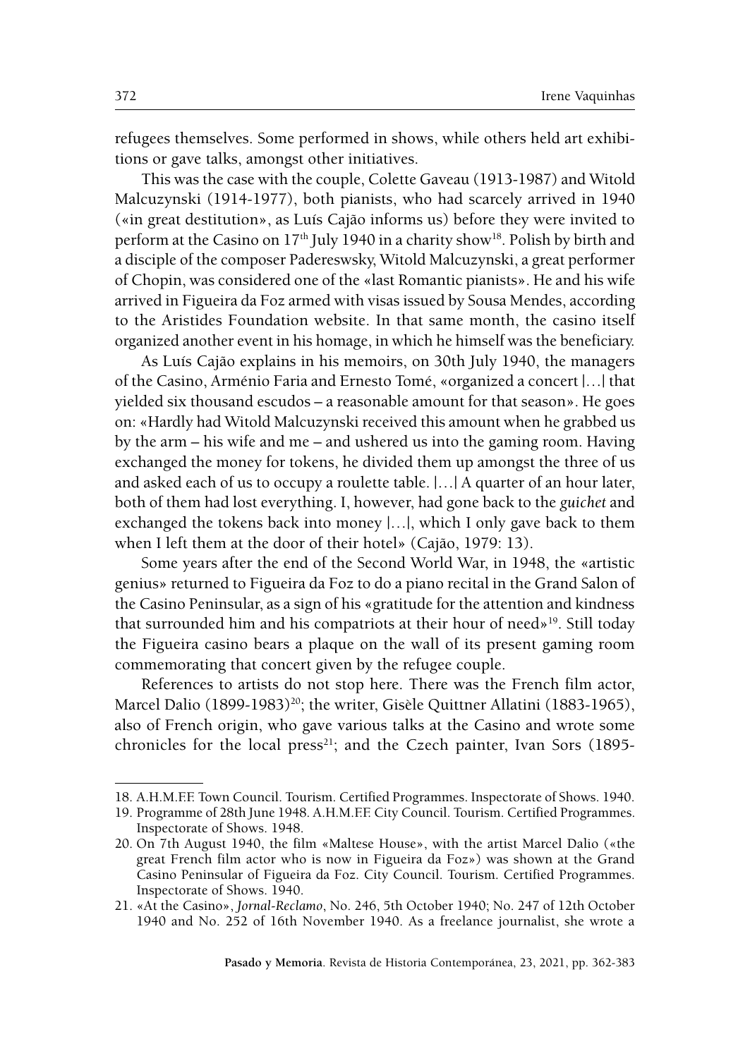refugees themselves. Some performed in shows, while others held art exhibitions or gave talks, amongst other initiatives.

This was the case with the couple, Colette Gaveau (1913-1987) and Witold Malcuzynski (1914-1977), both pianists, who had scarcely arrived in 1940 («in great destitution», as Luís Cajão informs us) before they were invited to perform at the Casino on 17th July 1940 in a charity show[18]. Polish by birth and a disciple of the composer Padereswsky, Witold Malcuzynski, a great performer of Chopin, was considered one of the «last Romantic pianists». He and his wife arrived in Figueira da Foz armed with visas issued by Sousa Mendes, according to the Aristides Foundation website. In that same month, the casino itself organized another event in his homage, in which he himself was the beneficiary.

As Luís Cajão explains in his memoirs, on 30th July 1940, the managers of the Casino, Arménio Faria and Ernesto Tomé, «organized a concert |…| that yielded six thousand escudos – a reasonable amount for that season». He goes on: «Hardly had Witold Malcuzynski received this amount when he grabbed us by the arm – his wife and me – and ushered us into the gaming room. Having exchanged the money for tokens, he divided them up amongst the three of us and asked each of us to occupy a roulette table. |…| A quarter of an hour later, both of them had lost everything. I, however, had gone back to the *guichet* and exchanged the tokens back into money |…|, which I only gave back to them when I left them at the door of their hotel» (Cajão, 1979: 13).

Some years after the end of the Second World War, in 1948, the «artistic genius» returned to Figueira da Foz to do a piano recital in the Grand Salon of the Casino Peninsular, as a sign of his «gratitude for the attention and kindness that surrounded him and his compatriots at their hour of need»[19]. Still today the Figueira casino bears a plaque on the wall of its present gaming room commemorating that concert given by the refugee couple.

References to artists do not stop here. There was the French film actor, Marcel Dalio (1899-1983)[20]; the writer, Gisèle Quittner Allatini (1883-1965), also of French origin, who gave various talks at the Casino and wrote some chronicles for the local press[21]; and the Czech painter, Ivan Sors (1895-

---

18. A.H.M.F.F. Town Council. Tourism. Certified Programmes. Inspectorate of Shows. 1940.
19. Programme of 28th June 1948. A.H.M.F.F. City Council. Tourism. Certified Programmes. Inspectorate of Shows. 1948.
20. On 7th August 1940, the film «Maltese House», with the artist Marcel Dalio («the great French film actor who is now in Figueira da Foz») was shown at the Grand Casino Peninsular of Figueira da Foz. City Council. Tourism. Certified Programmes. Inspectorate of Shows. 1940.
21. «At the Casino», *Jornal-Reclamo*, No. 246, 5th October 1940; No. 247 of 12th October 1940 and No. 252 of 16th November 1940. As a freelance journalist, she wrote a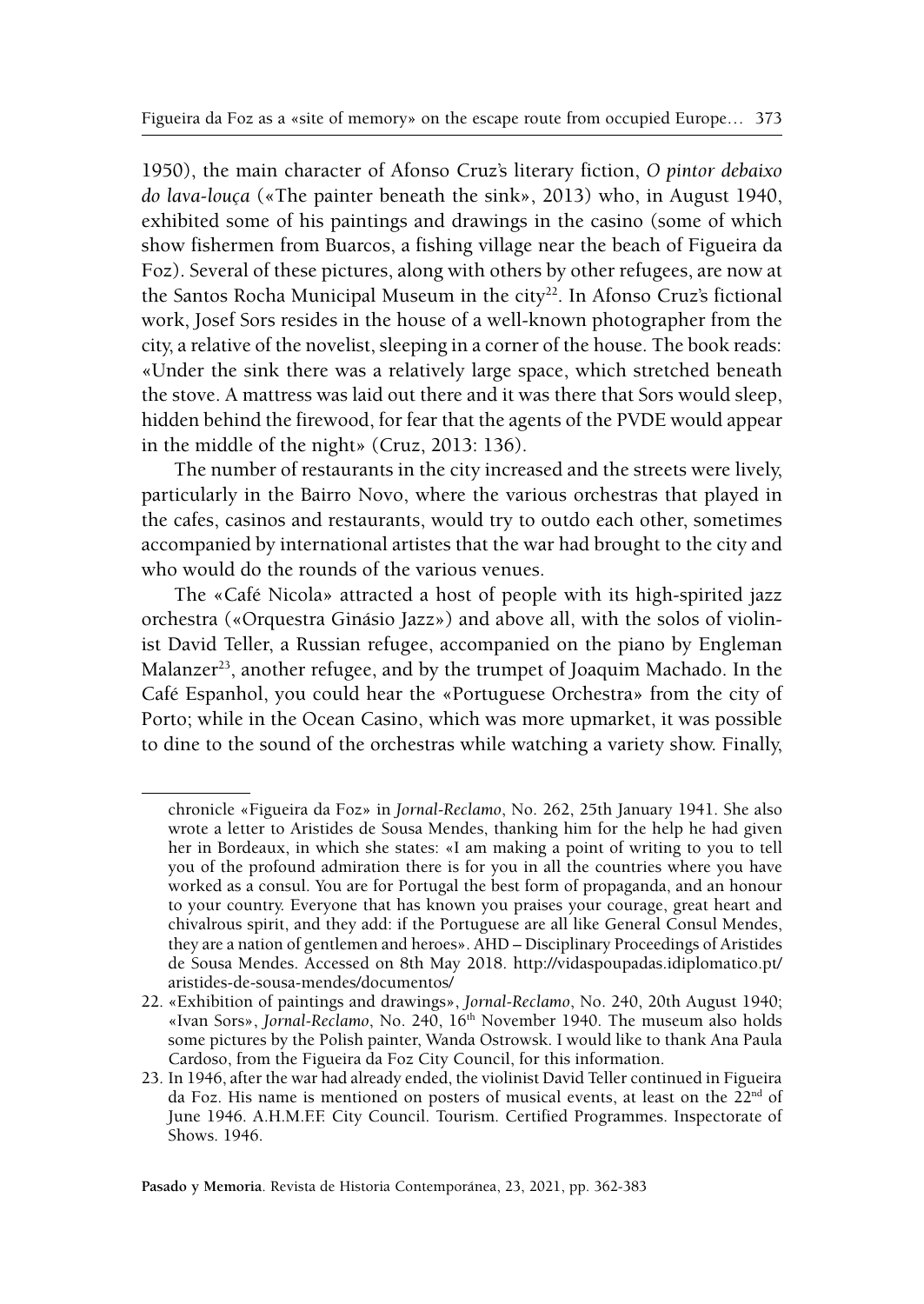1950), the main character of Afonso Cruz's literary fiction, *O pintor debaixo do lava-louça* («The painter beneath the sink», 2013) who, in August 1940, exhibited some of his paintings and drawings in the casino (some of which show fishermen from Buarcos, a fishing village near the beach of Figueira da Foz). Several of these pictures, along with others by other refugees, are now at the Santos Rocha Municipal Museum in the city[22]. In Afonso Cruz's fictional work, Josef Sors resides in the house of a well-known photographer from the city, a relative of the novelist, sleeping in a corner of the house. The book reads: «Under the sink there was a relatively large space, which stretched beneath the stove. A mattress was laid out there and it was there that Sors would sleep, hidden behind the firewood, for fear that the agents of the PVDE would appear in the middle of the night» (Cruz, 2013: 136).

The number of restaurants in the city increased and the streets were lively, particularly in the Bairro Novo, where the various orchestras that played in the cafes, casinos and restaurants, would try to outdo each other, sometimes accompanied by international artistes that the war had brought to the city and who would do the rounds of the various venues.

The «Café Nicola» attracted a host of people with its high-spirited jazz orchestra («Orquestra Ginásio Jazz») and above all, with the solos of violinist David Teller, a Russian refugee, accompanied on the piano by Engleman Malanzer[23], another refugee, and by the trumpet of Joaquim Machado. In the Café Espanhol, you could hear the «Portuguese Orchestra» from the city of Porto; while in the Ocean Casino, which was more upmarket, it was possible to dine to the sound of the orchestras while watching a variety show. Finally,

---

chronicle «Figueira da Foz» in *Jornal-Reclamo*, No. 262, 25th January 1941. She also wrote a letter to Aristides de Sousa Mendes, thanking him for the help he had given her in Bordeaux, in which she states: «I am making a point of writing to you to tell you of the profound admiration there is for you in all the countries where you have worked as a consul. You are for Portugal the best form of propaganda, and an honour to your country. Everyone that has known you praises your courage, great heart and chivalrous spirit, and they add: if the Portuguese are all like General Consul Mendes, they are a nation of gentlemen and heroes». AHD – Disciplinary Proceedings of Aristides de Sousa Mendes. Accessed on 8th May 2018. http://vidaspoupadas.idiplomatico.pt/aristides-de-sousa-mendes/documentos/

22. «Exhibition of paintings and drawings», *Jornal-Reclamo*, No. 240, 20th August 1940; «Ivan Sors», *Jornal-Reclamo*, No. 240, 16th November 1940. The museum also holds some pictures by the Polish painter, Wanda Ostrowsk. I would like to thank Ana Paula Cardoso, from the Figueira da Foz City Council, for this information.

23. In 1946, after the war had already ended, the violinist David Teller continued in Figueira da Foz. His name is mentioned on posters of musical events, at least on the 22nd of June 1946. A.H.M.F.F. City Council. Tourism. Certified Programmes. Inspectorate of Shows. 1946.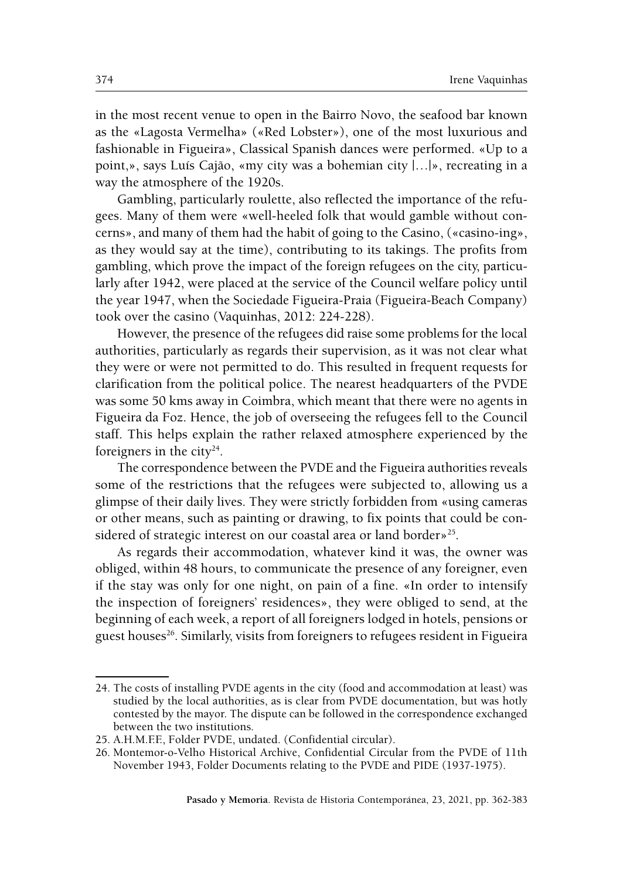in the most recent venue to open in the Bairro Novo, the seafood bar known as the «Lagosta Vermelha» («Red Lobster»), one of the most luxurious and fashionable in Figueira», Classical Spanish dances were performed. «Up to a point,», says Luís Cajão, «my city was a bohemian city |…|», recreating in a way the atmosphere of the 1920s.

Gambling, particularly roulette, also reflected the importance of the refugees. Many of them were «well-heeled folk that would gamble without concerns», and many of them had the habit of going to the Casino, («casino-ing», as they would say at the time), contributing to its takings. The profits from gambling, which prove the impact of the foreign refugees on the city, particularly after 1942, were placed at the service of the Council welfare policy until the year 1947, when the Sociedade Figueira-Praia (Figueira-Beach Company) took over the casino (Vaquinhas, 2012: 224-228).

However, the presence of the refugees did raise some problems for the local authorities, particularly as regards their supervision, as it was not clear what they were or were not permitted to do. This resulted in frequent requests for clarification from the political police. The nearest headquarters of the PVDE was some 50 kms away in Coimbra, which meant that there were no agents in Figueira da Foz. Hence, the job of overseeing the refugees fell to the Council staff. This helps explain the rather relaxed atmosphere experienced by the foreigners in the city[24].

The correspondence between the PVDE and the Figueira authorities reveals some of the restrictions that the refugees were subjected to, allowing us a glimpse of their daily lives. They were strictly forbidden from «using cameras or other means, such as painting or drawing, to fix points that could be considered of strategic interest on our coastal area or land border»[25].

As regards their accommodation, whatever kind it was, the owner was obliged, within 48 hours, to communicate the presence of any foreigner, even if the stay was only for one night, on pain of a fine. «In order to intensify the inspection of foreigners' residences», they were obliged to send, at the beginning of each week, a report of all foreigners lodged in hotels, pensions or guest houses[26]. Similarly, visits from foreigners to refugees resident in Figueira

24. The costs of installing PVDE agents in the city (food and accommodation at least) was studied by the local authorities, as is clear from PVDE documentation, but was hotly contested by the mayor. The dispute can be followed in the correspondence exchanged between the two institutions.

25. A.H.M.F.F., Folder PVDE, undated. (Confidential circular).

26. Montemor-o-Velho Historical Archive, Confidential Circular from the PVDE of 11th November 1943, Folder Documents relating to the PVDE and PIDE (1937-1975).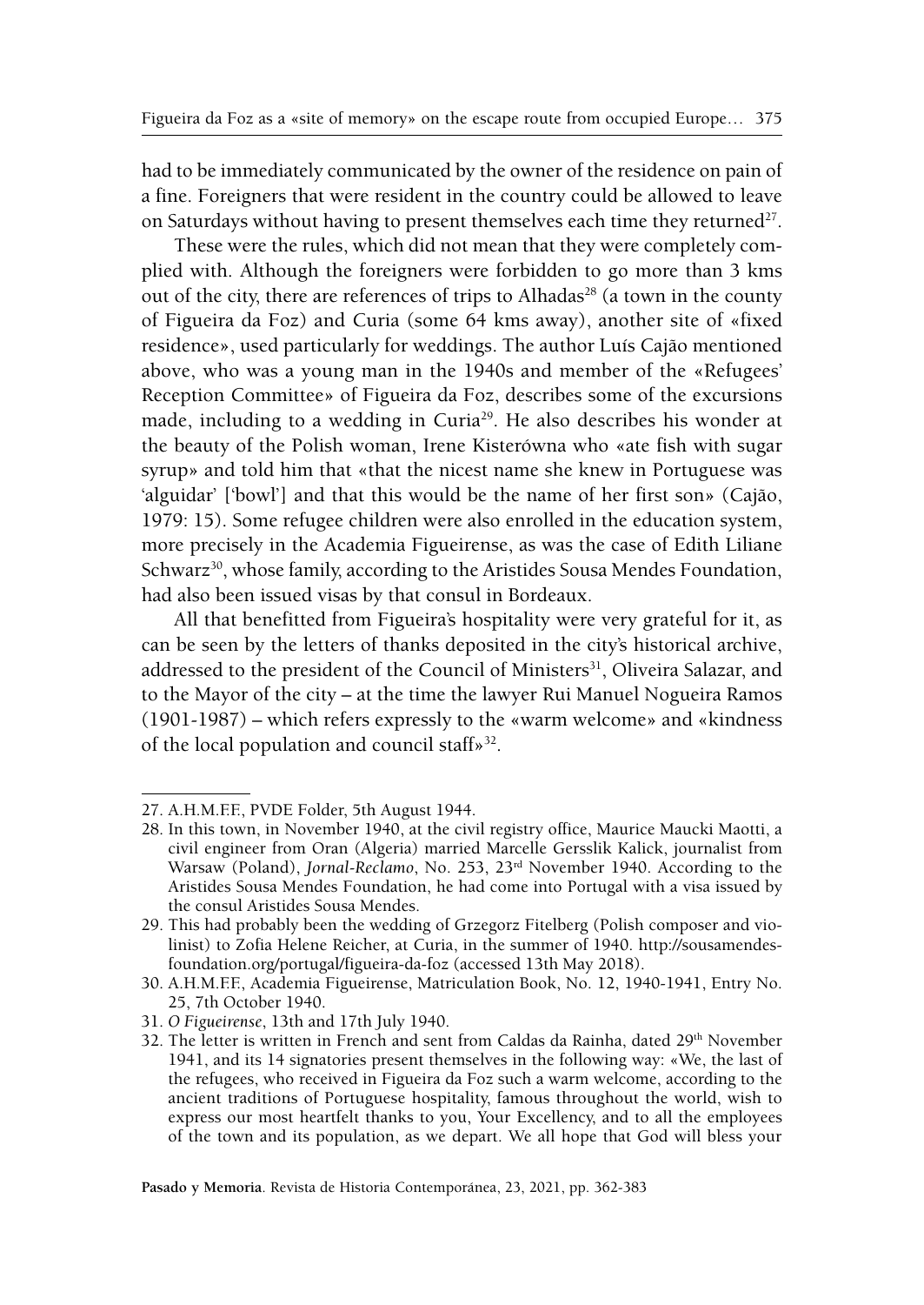had to be immediately communicated by the owner of the residence on pain of a fine. Foreigners that were resident in the country could be allowed to leave on Saturdays without having to present themselves each time they returned[27].

These were the rules, which did not mean that they were completely complied with. Although the foreigners were forbidden to go more than 3 kms out of the city, there are references of trips to Alhadas[28] (a town in the county of Figueira da Foz) and Curia (some 64 kms away), another site of «fixed residence», used particularly for weddings. The author Luís Cajão mentioned above, who was a young man in the 1940s and member of the «Refugees' Reception Committee» of Figueira da Foz, describes some of the excursions made, including to a wedding in Curia[29]. He also describes his wonder at the beauty of the Polish woman, Irene Kisterówna who «ate fish with sugar syrup» and told him that «that the nicest name she knew in Portuguese was 'alguidar' ['bowl'] and that this would be the name of her first son» (Cajão, 1979: 15). Some refugee children were also enrolled in the education system, more precisely in the Academia Figueirense, as was the case of Edith Liliane Schwarz[30], whose family, according to the Aristides Sousa Mendes Foundation, had also been issued visas by that consul in Bordeaux.

All that benefitted from Figueira's hospitality were very grateful for it, as can be seen by the letters of thanks deposited in the city's historical archive, addressed to the president of the Council of Ministers[31], Oliveira Salazar, and to the Mayor of the city – at the time the lawyer Rui Manuel Nogueira Ramos (1901-1987) – which refers expressly to the «warm welcome» and «kindness of the local population and council staff»[32].

---

27. A.H.M.F.F., PVDE Folder, 5th August 1944.
28. In this town, in November 1940, at the civil registry office, Maurice Maucki Maotti, a civil engineer from Oran (Algeria) married Marcelle Gersslik Kalick, journalist from Warsaw (Poland), *Jornal-Reclamo*, No. 253, 23rd November 1940. According to the Aristides Sousa Mendes Foundation, he had come into Portugal with a visa issued by the consul Aristides Sousa Mendes.
29. This had probably been the wedding of Grzegorz Fitelberg (Polish composer and violinist) to Zofia Helene Reicher, at Curia, in the summer of 1940. http://sousamendesfoundation.org/portugal/figueira-da-foz (accessed 13th May 2018).
30. A.H.M.F.F., Academia Figueirense, Matriculation Book, No. 12, 1940-1941, Entry No. 25, 7th October 1940.
31. *O Figueirense*, 13th and 17th July 1940.
32. The letter is written in French and sent from Caldas da Rainha, dated 29th November 1941, and its 14 signatories present themselves in the following way: «We, the last of the refugees, who received in Figueira da Foz such a warm welcome, according to the ancient traditions of Portuguese hospitality, famous throughout the world, wish to express our most heartfelt thanks to you, Your Excellency, and to all the employees of the town and its population, as we depart. We all hope that God will bless your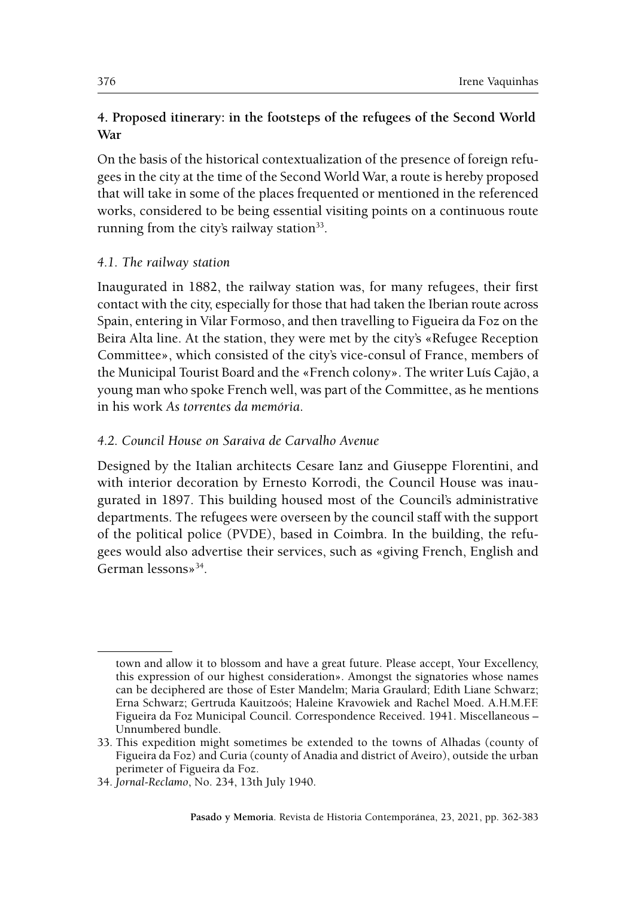## 4. Proposed itinerary: in the footsteps of the refugees of the Second World War

On the basis of the historical contextualization of the presence of foreign refugees in the city at the time of the Second World War, a route is hereby proposed that will take in some of the places frequented or mentioned in the referenced works, considered to be being essential visiting points on a continuous route running from the city's railway station[33].

### *4.1. The railway station*

Inaugurated in 1882, the railway station was, for many refugees, their first contact with the city, especially for those that had taken the Iberian route across Spain, entering in Vilar Formoso, and then travelling to Figueira da Foz on the Beira Alta line. At the station, they were met by the city's «Refugee Reception Committee», which consisted of the city's vice-consul of France, members of the Municipal Tourist Board and the «French colony». The writer Luís Cajão, a young man who spoke French well, was part of the Committee, as he mentions in his work *As torrentes da memória*.

### *4.2. Council House on Saraiva de Carvalho Avenue*

Designed by the Italian architects Cesare Ianz and Giuseppe Florentini, and with interior decoration by Ernesto Korrodi, the Council House was inaugurated in 1897. This building housed most of the Council's administrative departments. The refugees were overseen by the council staff with the support of the political police (PVDE), based in Coimbra. In the building, the refugees would also advertise their services, such as «giving French, English and German lessons»[34].

---

town and allow it to blossom and have a great future. Please accept, Your Excellency, this expression of our highest consideration». Amongst the signatories whose names can be deciphered are those of Ester Mandelm; Maria Graulard; Edith Liane Schwarz; Erna Schwarz; Gertruda Kauitzoós; Haleine Kravowiek and Rachel Moed. A.H.M.F.F. Figueira da Foz Municipal Council. Correspondence Received. 1941. Miscellaneous – Unnumbered bundle.

33. This expedition might sometimes be extended to the towns of Alhadas (county of Figueira da Foz) and Curia (county of Anadia and district of Aveiro), outside the urban perimeter of Figueira da Foz.

34. *Jornal-Reclamo*, No. 234, 13th July 1940.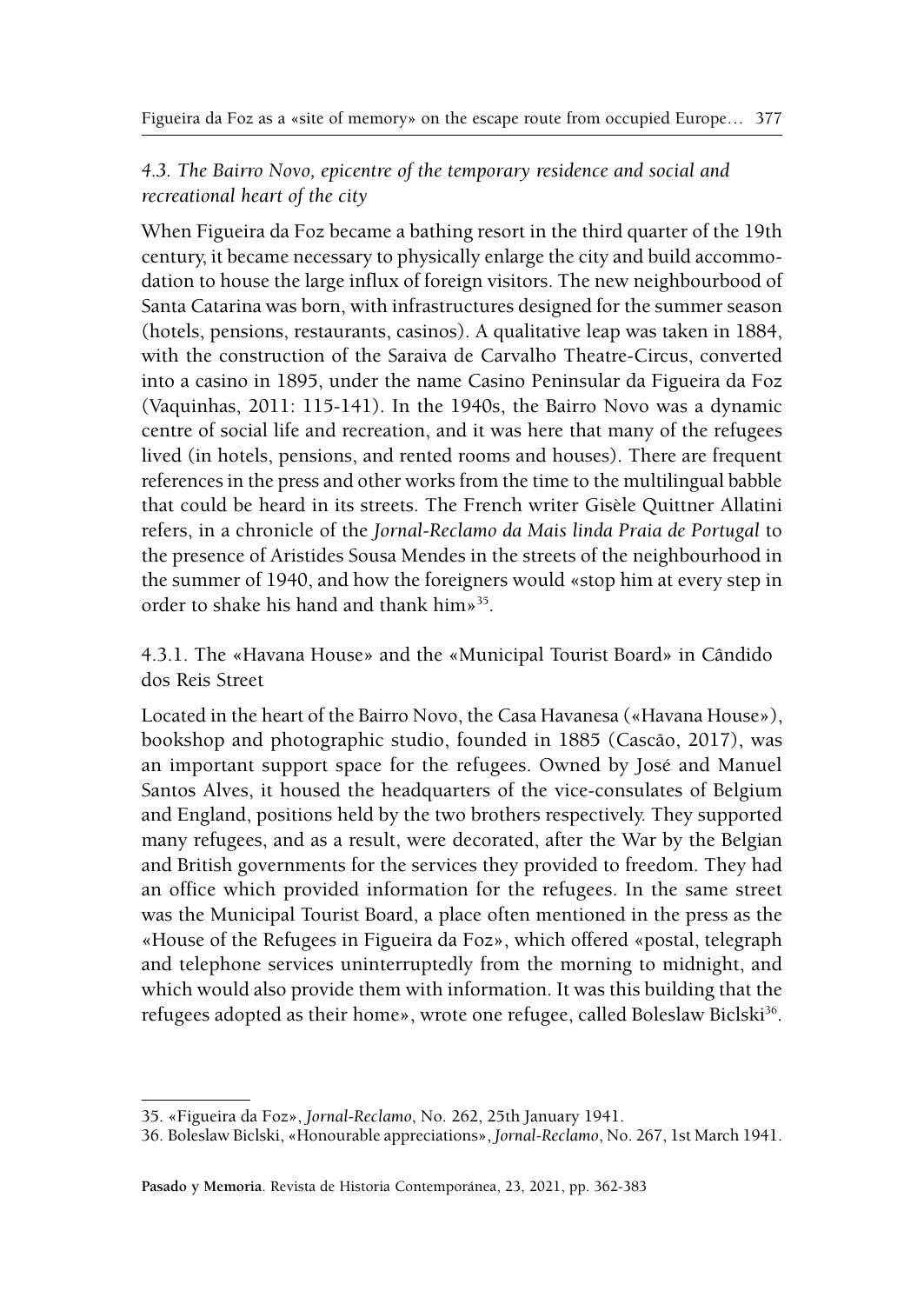### *4.3. The Bairro Novo, epicentre of the temporary residence and social and recreational heart of the city*

When Figueira da Foz became a bathing resort in the third quarter of the 19th century, it became necessary to physically enlarge the city and build accommodation to house the large influx of foreign visitors. The new neighbourbood of Santa Catarina was born, with infrastructures designed for the summer season (hotels, pensions, restaurants, casinos). A qualitative leap was taken in 1884, with the construction of the Saraiva de Carvalho Theatre-Circus, converted into a casino in 1895, under the name Casino Peninsular da Figueira da Foz (Vaquinhas, 2011: 115-141). In the 1940s, the Bairro Novo was a dynamic centre of social life and recreation, and it was here that many of the refugees lived (in hotels, pensions, and rented rooms and houses). There are frequent references in the press and other works from the time to the multilingual babble that could be heard in its streets. The French writer Gisèle Quittner Allatini refers, in a chronicle of the *Jornal-Reclamo da Mais linda Praia de Portugal* to the presence of Aristides Sousa Mendes in the streets of the neighbourhood in the summer of 1940, and how the foreigners would «stop him at every step in order to shake his hand and thank him»[35].

#### 4.3.1. The «Havana House» and the «Municipal Tourist Board» in Cândido dos Reis Street

Located in the heart of the Bairro Novo, the Casa Havanesa («Havana House»), bookshop and photographic studio, founded in 1885 (Cascão, 2017), was an important support space for the refugees. Owned by José and Manuel Santos Alves, it housed the headquarters of the vice-consulates of Belgium and England, positions held by the two brothers respectively. They supported many refugees, and as a result, were decorated, after the War by the Belgian and British governments for the services they provided to freedom. They had an office which provided information for the refugees. In the same street was the Municipal Tourist Board, a place often mentioned in the press as the «House of the Refugees in Figueira da Foz», which offered «postal, telegraph and telephone services uninterruptedly from the morning to midnight, and which would also provide them with information. It was this building that the refugees adopted as their home», wrote one refugee, called Boleslaw Biclski[36].

---

35. «Figueira da Foz», *Jornal-Reclamo*, No. 262, 25th January 1941.

36. Boleslaw Biclski, «Honourable appreciations», *Jornal-Reclamo*, No. 267, 1st March 1941.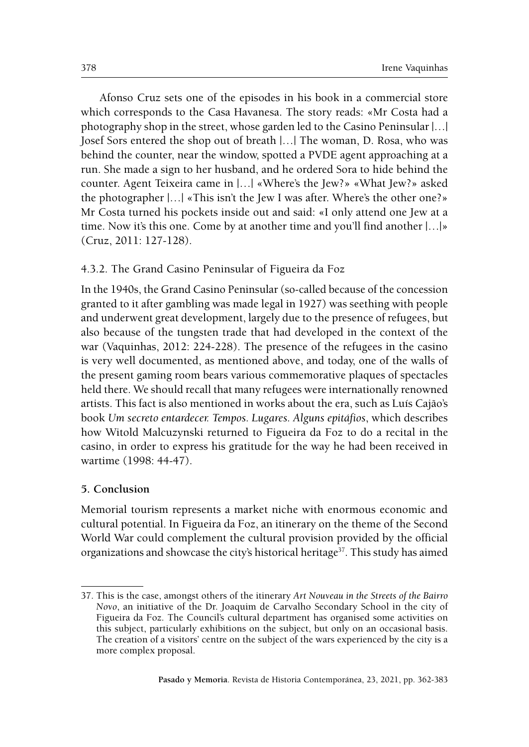Afonso Cruz sets one of the episodes in his book in a commercial store which corresponds to the Casa Havanesa. The story reads: «Mr Costa had a photography shop in the street, whose garden led to the Casino Peninsular |…| Josef Sors entered the shop out of breath |…| The woman, D. Rosa, who was behind the counter, near the window, spotted a PVDE agent approaching at a run. She made a sign to her husband, and he ordered Sora to hide behind the counter. Agent Teixeira came in |…| «Where's the Jew?» «What Jew?» asked the photographer |…| «This isn't the Jew I was after. Where's the other one?» Mr Costa turned his pockets inside out and said: «I only attend one Jew at a time. Now it's this one. Come by at another time and you'll find another |…|» (Cruz, 2011: 127-128).

#### 4.3.2. The Grand Casino Peninsular of Figueira da Foz

In the 1940s, the Grand Casino Peninsular (so-called because of the concession granted to it after gambling was made legal in 1927) was seething with people and underwent great development, largely due to the presence of refugees, but also because of the tungsten trade that had developed in the context of the war (Vaquinhas, 2012: 224-228). The presence of the refugees in the casino is very well documented, as mentioned above, and today, one of the walls of the present gaming room bears various commemorative plaques of spectacles held there. We should recall that many refugees were internationally renowned artists. This fact is also mentioned in works about the era, such as Luís Cajão's book *Um secreto entardecer. Tempos. Lugares. Alguns epitáfios*, which describes how Witold Malcuzynski returned to Figueira da Foz to do a recital in the casino, in order to express his gratitude for the way he had been received in wartime (1998: 44-47).

## 5. Conclusion

Memorial tourism represents a market niche with enormous economic and cultural potential. In Figueira da Foz, an itinerary on the theme of the Second World War could complement the cultural provision provided by the official organizations and showcase the city's historical heritage[37]. This study has aimed

---

37. This is the case, amongst others of the itinerary *Art Nouveau in the Streets of the Bairro Novo*, an initiative of the Dr. Joaquim de Carvalho Secondary School in the city of Figueira da Foz. The Council's cultural department has organised some activities on this subject, particularly exhibitions on the subject, but only on an occasional basis. The creation of a visitors' centre on the subject of the wars experienced by the city is a more complex proposal.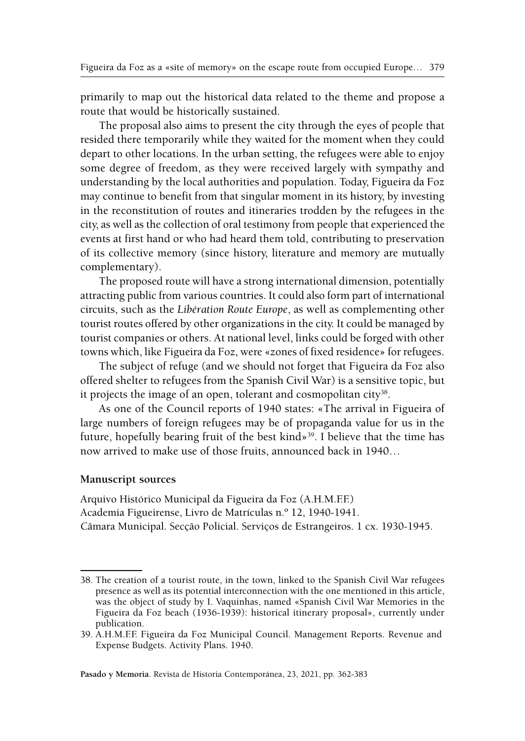primarily to map out the historical data related to the theme and propose a route that would be historically sustained.

The proposal also aims to present the city through the eyes of people that resided there temporarily while they waited for the moment when they could depart to other locations. In the urban setting, the refugees were able to enjoy some degree of freedom, as they were received largely with sympathy and understanding by the local authorities and population. Today, Figueira da Foz may continue to benefit from that singular moment in its history, by investing in the reconstitution of routes and itineraries trodden by the refugees in the city, as well as the collection of oral testimony from people that experienced the events at first hand or who had heard them told, contributing to preservation of its collective memory (since history, literature and memory are mutually complementary).

The proposed route will have a strong international dimension, potentially attracting public from various countries. It could also form part of international circuits, such as the *Libération Route Europe*, as well as complementing other tourist routes offered by other organizations in the city. It could be managed by tourist companies or others. At national level, links could be forged with other towns which, like Figueira da Foz, were «zones of fixed residence» for refugees.

The subject of refuge (and we should not forget that Figueira da Foz also offered shelter to refugees from the Spanish Civil War) is a sensitive topic, but it projects the image of an open, tolerant and cosmopolitan city[38].

As one of the Council reports of 1940 states: «The arrival in Figueira of large numbers of foreign refugees may be of propaganda value for us in the future, hopefully bearing fruit of the best kind»[39]. I believe that the time has now arrived to make use of those fruits, announced back in 1940…

### Manuscript sources

Arquivo Histórico Municipal da Figueira da Foz (A.H.M.F.F.)
Academia Figueirense, Livro de Matrículas n.º 12, 1940-1941.
Câmara Municipal. Secção Policial. Serviços de Estrangeiros. 1 cx. 1930-1945.

---

38. The creation of a tourist route, in the town, linked to the Spanish Civil War refugees presence as well as its potential interconnection with the one mentioned in this article, was the object of study by I. Vaquinhas, named «Spanish Civil War Memories in the Figueira da Foz beach (1936-1939): historical itinerary proposal», currently under publication.
39. A.H.M.F.F. Figueira da Foz Municipal Council. Management Reports. Revenue and Expense Budgets. Activity Plans. 1940.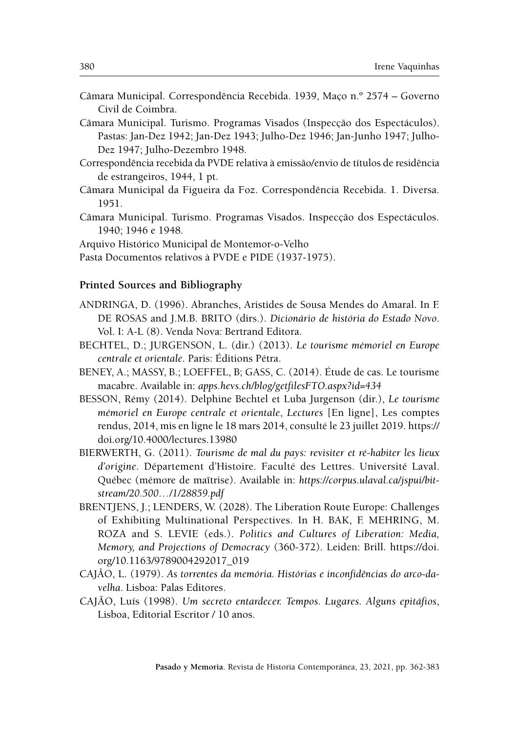Câmara Municipal. Correspondência Recebida. 1939, Maço n.º 2574 – Governo Civil de Coimbra.

Câmara Municipal. Turismo. Programas Visados (Inspecção dos Espectáculos). Pastas: Jan-Dez 1942; Jan-Dez 1943; Julho-Dez 1946; Jan-Junho 1947; Julho-Dez 1947; Julho-Dezembro 1948.

Correspondência recebida da PVDE relativa à emissão/envio de títulos de residência de estrangeiros, 1944, 1 pt.

Câmara Municipal da Figueira da Foz. Correspondência Recebida. 1. Diversa. 1951.

Câmara Municipal. Turismo. Programas Visados. Inspecção dos Espectáculos. 1940; 1946 e 1948.

Arquivo Histórico Municipal de Montemor-o-Velho

Pasta Documentos relativos à PVDE e PIDE (1937-1975).

### Printed Sources and Bibliography

ANDRINGA, D. (1996). Abranches, Aristides de Sousa Mendes do Amaral. In F. DE ROSAS and J.M.B. BRITO (dirs.). *Dicionário de história do Estado Novo*. Vol. I: A-L (8). Venda Nova: Bertrand Editora.

BECHTEL, D.; JURGENSON, L. (dir.) (2013). *Le tourisme mémoriel en Europe centrale et orientale*. Paris: Éditions Pétra.

BENEY, A.; MASSY, B.; LOEFFEL, B; GASS, C. (2014). Étude de cas. Le tourisme macabre. Available in: *apps.hevs.ch/blog/getfilesFTO.aspx?id=434*

BESSON, Rémy (2014). Delphine Bechtel et Luba Jurgenson (dir.), *Le tourisme mémoriel en Europe centrale et orientale*, *Lectures* [En ligne], Les comptes rendus, 2014, mis en ligne le 18 mars 2014, consulté le 23 juillet 2019. https://doi.org/10.4000/lectures.13980

BIERWERTH, G. (2011). *Tourisme de mal du pays: revisiter et ré-habiter les lieux d'origine*. Département d'Histoire. Faculté des Lettres. Université Laval. Québec (mémore de maîtrise). Available in: *https://corpus.ulaval.ca/jspui/bitstream/20.500…/1/28859.pdf*

BRENTJENS, J.; LENDERS, W. (2028). The Liberation Route Europe: Challenges of Exhibiting Multinational Perspectives. In H. BAK, F. MEHRING, M. ROZA and S. LEVIE (eds.). *Politics and Cultures of Liberation: Media, Memory, and Projections of Democracy* (360-372). Leiden: Brill. https://doi.org/10.1163/9789004292017_019

CAJÃO, L. (1979). *As torrentes da memória. Histórias e inconfidências do arco-da-velha*. Lisboa: Palas Editores.

CAJÃO, Luís (1998). *Um secreto entardecer. Tempos. Lugares. Alguns epitáfios*, Lisboa, Editorial Escritor / 10 anos.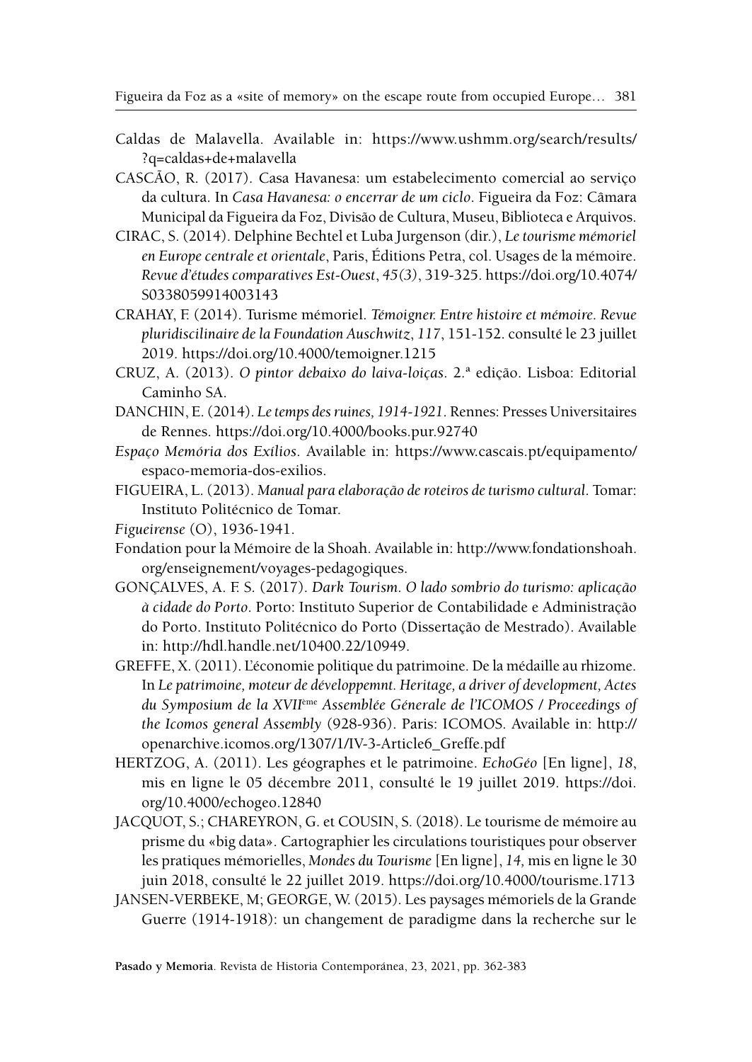Caldas de Malavella. Available in: https://www.ushmm.org/search/results/?q=caldas+de+malavella

CASCÃO, R. (2017). Casa Havanesa: um estabelecimento comercial ao serviço da cultura. In *Casa Havanesa: o encerrar de um ciclo*. Figueira da Foz: Câmara Municipal da Figueira da Foz, Divisão de Cultura, Museu, Biblioteca e Arquivos.

CIRAC, S. (2014). Delphine Bechtel et Luba Jurgenson (dir.), *Le tourisme mémoriel en Europe centrale et orientale*, Paris, Éditions Petra, col. Usages de la mémoire. *Revue d'études comparatives Est-Ouest*, *45(3)*, 319-325. https://doi.org/10.4074/S0338059914003143

CRAHAY, F. (2014). Turisme mémoriel. *Témoigner. Entre histoire et mémoire. Revue pluridiscilinaire de la Foundation Auschwitz*, *117*, 151-152. consulté le 23 juillet 2019. https://doi.org/10.4000/temoigner.1215

CRUZ, A. (2013). *O pintor debaixo do laiva-loiças*. 2.ª edição. Lisboa: Editorial Caminho SA.

DANCHIN, E. (2014). *Le temps des ruines, 1914-1921*. Rennes: Presses Universitaires de Rennes. https://doi.org/10.4000/books.pur.92740

*Espaço Memória dos Exílios*. Available in: https://www.cascais.pt/equipamento/espaco-memoria-dos-exilios.

FIGUEIRA, L. (2013). *Manual para elaboração de roteiros de turismo cultural*. Tomar: Instituto Politécnico de Tomar.

*Figueirense* (O), 1936-1941.

Fondation pour la Mémoire de la Shoah. Available in: http://www.fondationshoah.org/enseignement/voyages-pedagogiques.

GONÇALVES, A. F. S. (2017). *Dark Tourism. O lado sombrio do turismo: aplicação à cidade do Porto*. Porto: Instituto Superior de Contabilidade e Administração do Porto. Instituto Politécnico do Porto (Dissertação de Mestrado). Available in: http://hdl.handle.net/10400.22/10949.

GREFFE, X. (2011). L'économie politique du patrimoine. De la médaille au rhizome. In *Le patrimoine, moteur de développemnt. Heritage, a driver of development, Actes du Symposium de la XVII*[ème] *Assemblée Génerale de l'ICOMOS / Proceedings of the Icomos general Assembly* (928-936). Paris: ICOMOS. Available in: http://openarchive.icomos.org/1307/1/IV-3-Article6_Greffe.pdf

HERTZOG, A. (2011). Les géographes et le patrimoine. *EchoGéo* [En ligne], *18*, mis en ligne le 05 décembre 2011, consulté le 19 juillet 2019. https://doi.org/10.4000/echogeo.12840

JACQUOT, S.; CHAREYRON, G. et COUSIN, S. (2018). Le tourisme de mémoire au prisme du «big data». Cartographier les circulations touristiques pour observer les pratiques mémorielles, *Mondes du Tourisme* [En ligne], *14,* mis en ligne le 30 juin 2018, consulté le 22 juillet 2019. https://doi.org/10.4000/tourisme.1713

JANSEN-VERBEKE, M; GEORGE, W. (2015). Les paysages mémoriels de la Grande Guerre (1914-1918): un changement de paradigme dans la recherche sur le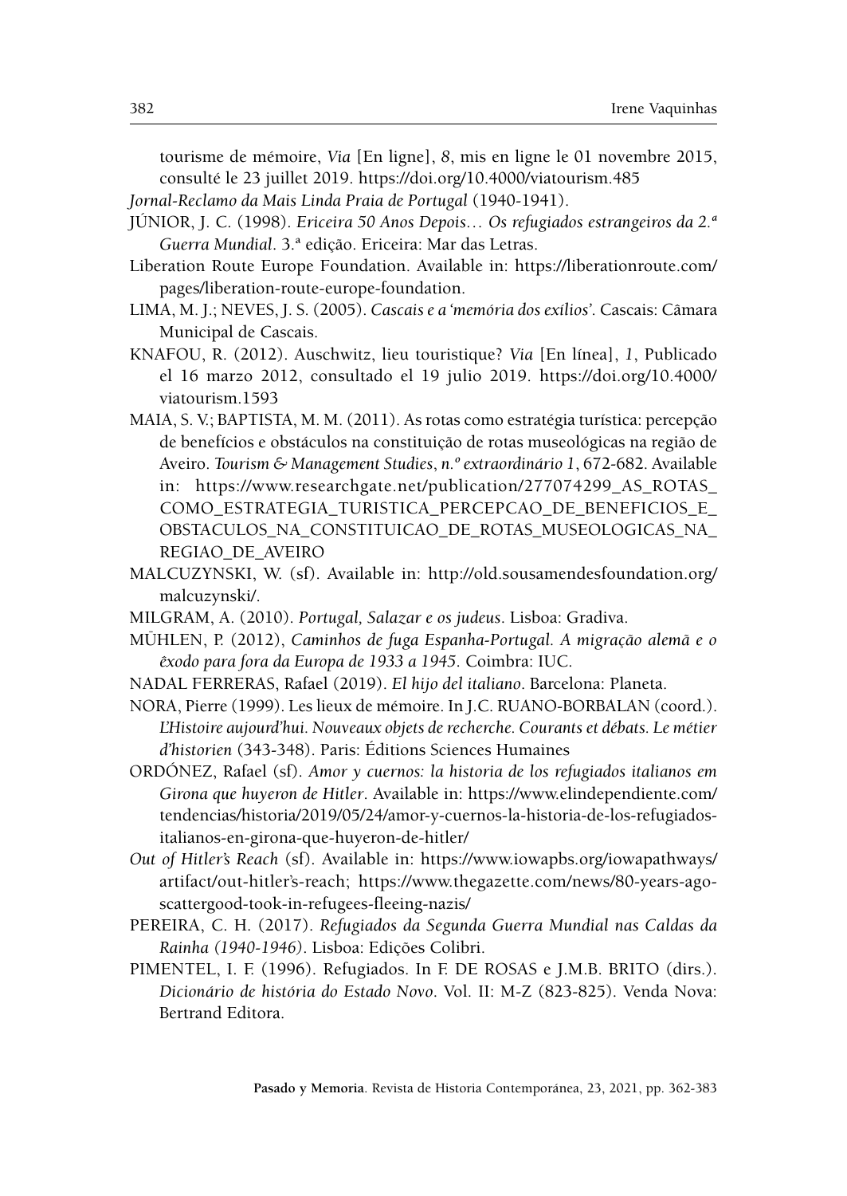tourisme de mémoire, *Via* [En ligne], *8*, mis en ligne le 01 novembre 2015, consulté le 23 juillet 2019. https://doi.org/10.4000/viatourism.485

*Jornal-Reclamo da Mais Linda Praia de Portugal* (1940-1941).

JÚNIOR, J. C. (1998). *Ericeira 50 Anos Depois… Os refugiados estrangeiros da 2.ª Guerra Mundial*. 3.ª edição. Ericeira: Mar das Letras.

Liberation Route Europe Foundation. Available in: https://liberationroute.com/pages/liberation-route-europe-foundation.

LIMA, M. J.; NEVES, J. S. (2005). *Cascais e a 'memória dos exílios'*. Cascais: Câmara Municipal de Cascais.

KNAFOU, R. (2012). Auschwitz, lieu touristique? *Via* [En línea], *1*, Publicado el 16 marzo 2012, consultado el 19 julio 2019. https://doi.org/10.4000/viatourism.1593

MAIA, S. V.; BAPTISTA, M. M. (2011). As rotas como estratégia turística: percepção de benefícios e obstáculos na constituição de rotas museológicas na região de Aveiro. *Tourism & Management Studies*, *n.º extraordinário 1*, 672-682. Available in: https://www.researchgate.net/publication/277074299_AS_ROTAS_COMO_ESTRATEGIA_TURISTICA_PERCEPCAO_DE_BENEFICIOS_E_OBSTACULOS_NA_CONSTITUICAO_DE_ROTAS_MUSEOLOGICAS_NA_REGIAO_DE_AVEIRO

MALCUZYNSKI, W. (sf). Available in: http://old.sousamendesfoundation.org/malcuzynski/.

MILGRAM, A. (2010). *Portugal, Salazar e os judeus*. Lisboa: Gradiva.

MÜHLEN, P. (2012), *Caminhos de fuga Espanha-Portugal. A migração alemã e o êxodo para fora da Europa de 1933 a 1945.* Coimbra: IUC.

NADAL FERRERAS, Rafael (2019). *El hijo del italiano*. Barcelona: Planeta.

NORA, Pierre (1999). Les lieux de mémoire. In J.C. RUANO-BORBALAN (coord.). *L'Histoire aujourd'hui. Nouveaux objets de recherche. Courants et débats. Le métier d'historien* (343-348). Paris: Éditions Sciences Humaines

ORDÓNEZ, Rafael (sf). *Amor y cuernos: la historia de los refugiados italianos em Girona que huyeron de Hitler*. Available in: https://www.elindependiente.com/tendencias/historia/2019/05/24/amor-y-cuernos-la-historia-de-los-refugiados-italianos-en-girona-que-huyeron-de-hitler/

*Out of Hitler's Reach* (sf). Available in: https://www.iowapbs.org/iowapathways/artifact/out-hitler's-reach; https://www.thegazette.com/news/80-years-ago-scattergood-took-in-refugees-fleeing-nazis/

PEREIRA, C. H. (2017). *Refugiados da Segunda Guerra Mundial nas Caldas da Rainha (1940-1946)*. Lisboa: Edições Colibri.

PIMENTEL, I. F. (1996). Refugiados. In F. DE ROSAS e J.M.B. BRITO (dirs.). *Dicionário de história do Estado Novo*. Vol. II: M-Z (823-825). Venda Nova: Bertrand Editora.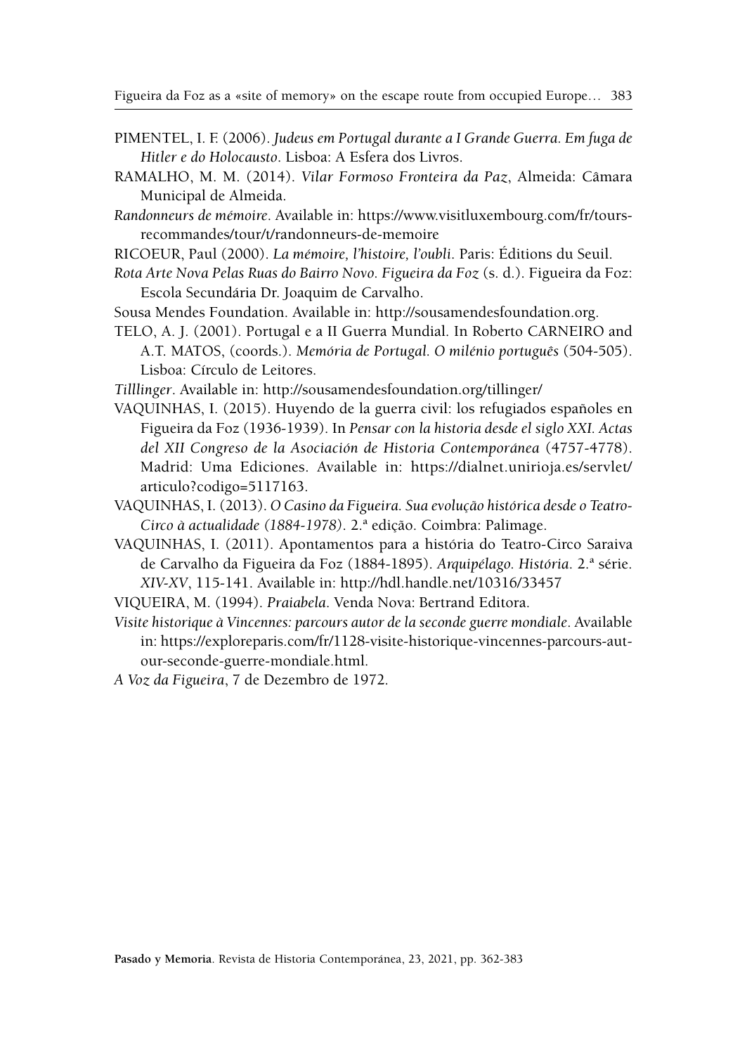PIMENTEL, I. F. (2006). *Judeus em Portugal durante a I Grande Guerra. Em fuga de Hitler e do Holocausto*. Lisboa: A Esfera dos Livros.

RAMALHO, M. M. (2014). *Vilar Formoso Fronteira da Paz*, Almeida: Câmara Municipal de Almeida.

*Randonneurs de mémoire*. Available in: https://www.visitluxembourg.com/fr/tours-recommandes/tour/t/randonneurs-de-memoire

RICOEUR, Paul (2000). *La mémoire, l'histoire, l'oubli*. Paris: Éditions du Seuil.

*Rota Arte Nova Pelas Ruas do Bairro Novo. Figueira da Foz* (s. d.). Figueira da Foz: Escola Secundária Dr. Joaquim de Carvalho.

Sousa Mendes Foundation. Available in: http://sousamendesfoundation.org.

TELO, A. J. (2001). Portugal e a II Guerra Mundial. In Roberto CARNEIRO and A.T. MATOS, (coords.). *Memória de Portugal. O milénio português* (504-505). Lisboa: Círculo de Leitores.

*Tilllinger*. Available in: http://sousamendesfoundation.org/tillinger/

VAQUINHAS, I. (2015). Huyendo de la guerra civil: los refugiados españoles en Figueira da Foz (1936-1939). In *Pensar con la historia desde el siglo XXI. Actas del XII Congreso de la Asociación de Historia Contemporánea* (4757-4778). Madrid: Uma Ediciones. Available in: https://dialnet.unirioja.es/servlet/articulo?codigo=5117163.

VAQUINHAS, I. (2013). *O Casino da Figueira. Sua evolução histórica desde o Teatro-Circo à actualidade (1884-1978)*. 2.ª edição. Coimbra: Palimage.

VAQUINHAS, I. (2011). Apontamentos para a história do Teatro-Circo Saraiva de Carvalho da Figueira da Foz (1884-1895). *Arquipélago. História*. 2.ª série. *XIV-XV*, 115-141. Available in: http://hdl.handle.net/10316/33457

VIQUEIRA, M. (1994). *Praiabela*. Venda Nova: Bertrand Editora.

*Visite historique à Vincennes: parcours autor de la seconde guerre mondiale*. Available in: https://exploreparis.com/fr/1128-visite-historique-vincennes-parcours-autour-seconde-guerre-mondiale.html.

*A Voz da Figueira*, 7 de Dezembro de 1972.